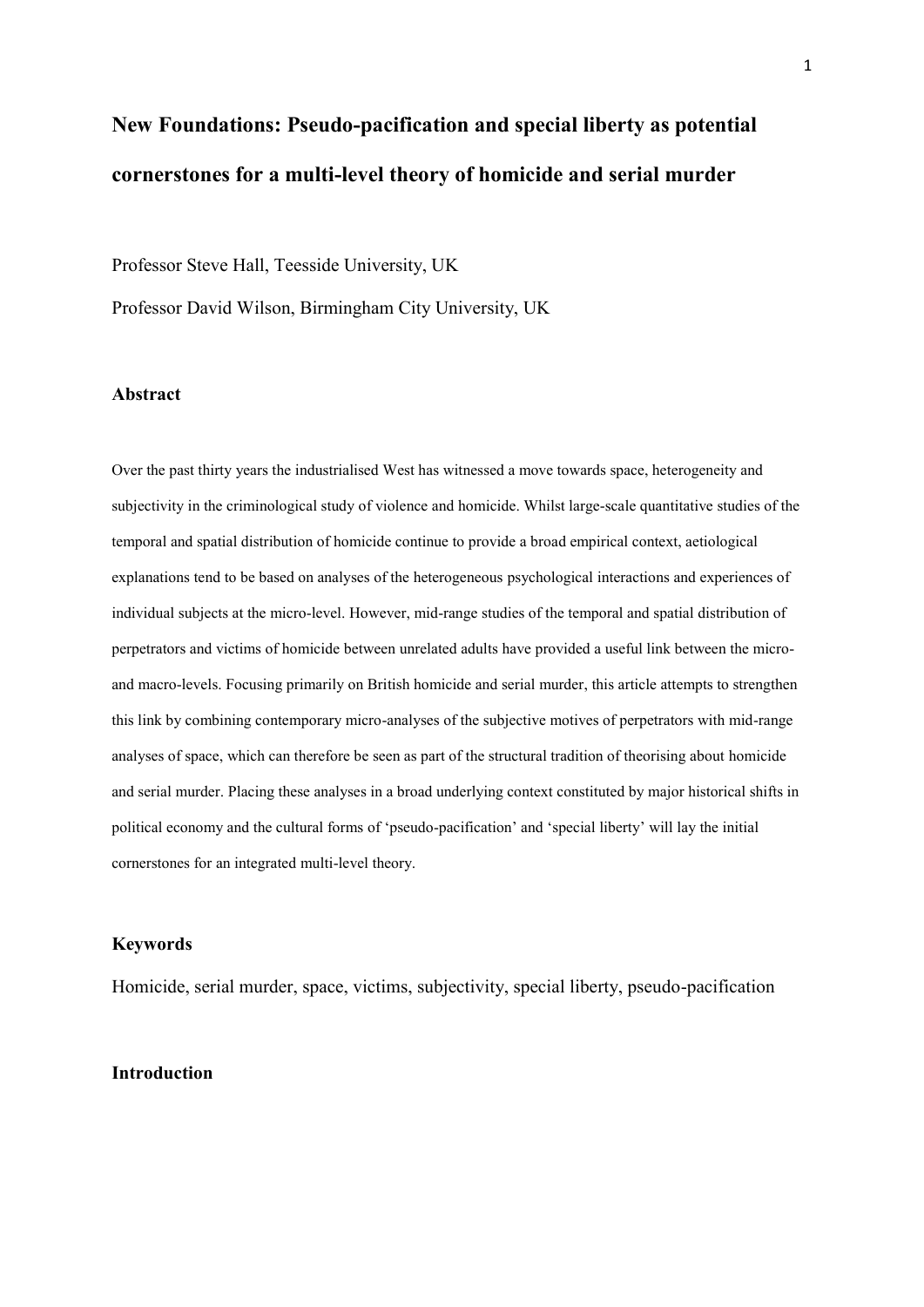# New Foundations: Pseudo-pacification and special liberty as potential cornerstones for a multi-level theory of homicide and serial murder

Professor Steve Hall, Teesside University, UK

Professor David Wilson, Birmingham City University, UK

## Abstract

Over the past thirty years the industrialised West has witnessed a move towards space, heterogeneity and subjectivity in the criminological study of violence and homicide. Whilst large-scale quantitative studies of the temporal and spatial distribution of homicide continue to provide a broad empirical context, aetiological explanations tend to be based on analyses of the heterogeneous psychological interactions and experiences of individual subjects at the micro-level. However, mid-range studies of the temporal and spatial distribution of perpetrators and victims of homicide between unrelated adults have provided a useful link between the micro- and macro-levels. Focusing primarily on British homicide and serial murder, this article attempts to strengthen this link by combining contemporary micro-analyses of the subjective motives of perpetrators with mid-range analyses of space, which can therefore be seen as part of the structural tradition of theorising about homicide and serial murder. Placing these analyses in a broad underlying context constituted by major historical shifts in political economy and the cultural forms of 'pseudo-pacification' and 'special liberty' will lay the initial cornerstones for an integrated multi-level theory.

## Keywords

Homicide, serial murder, space, victims, subjectivity, special liberty, pseudo-pacification

## Introduction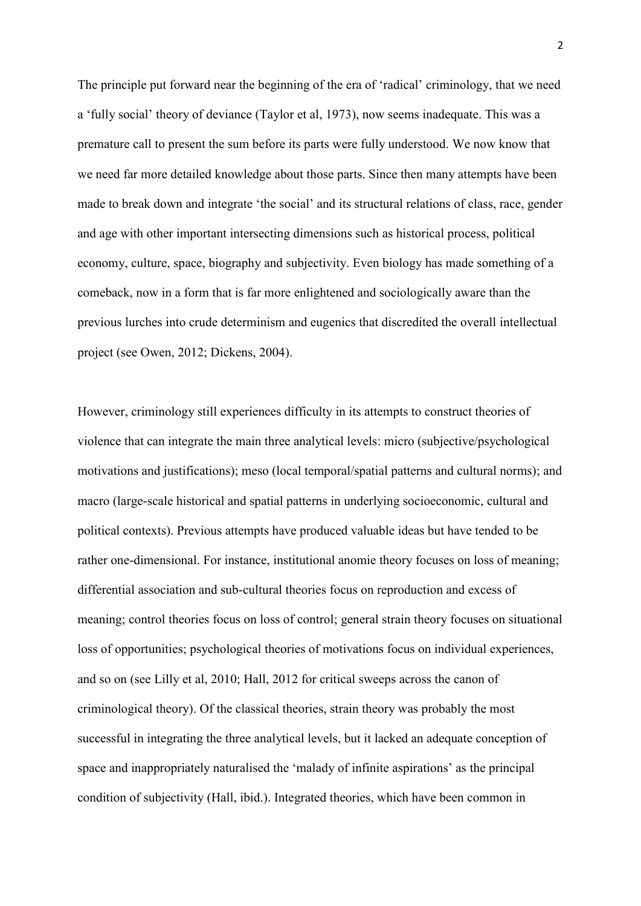The principle put forward near the beginning of the era of 'radical' criminology, that we need a 'fully social' theory of deviance (Taylor et al, 1973), now seems inadequate. This was a premature call to present the sum before its parts were fully understood. We now know that we need far more detailed knowledge about those parts. Since then many attempts have been made to break down and integrate 'the social' and its structural relations of class, race, gender and age with other important intersecting dimensions such as historical process, political economy, culture, space, biography and subjectivity. Even biology has made something of a comeback, now in a form that is far more enlightened and sociologically aware than the previous lurches into crude determinism and eugenics that discredited the overall intellectual project (see Owen, 2012; Dickens, 2004).

However, criminology still experiences difficulty in its attempts to construct theories of violence that can integrate the main three analytical levels: micro (subjective/psychological motivations and justifications); meso (local temporal/spatial patterns and cultural norms); and macro (large-scale historical and spatial patterns in underlying socioeconomic, cultural and political contexts). Previous attempts have produced valuable ideas but have tended to be rather one-dimensional. For instance, institutional anomie theory focuses on loss of meaning; differential association and sub-cultural theories focus on reproduction and excess of meaning; control theories focus on loss of control; general strain theory focuses on situational loss of opportunities; psychological theories of motivations focus on individual experiences, and so on (see Lilly et al, 2010; Hall, 2012 for critical sweeps across the canon of criminological theory). Of the classical theories, strain theory was probably the most successful in integrating the three analytical levels, but it lacked an adequate conception of space and inappropriately naturalised the 'malady of infinite aspirations' as the principal condition of subjectivity (Hall, ibid.). Integrated theories, which have been common in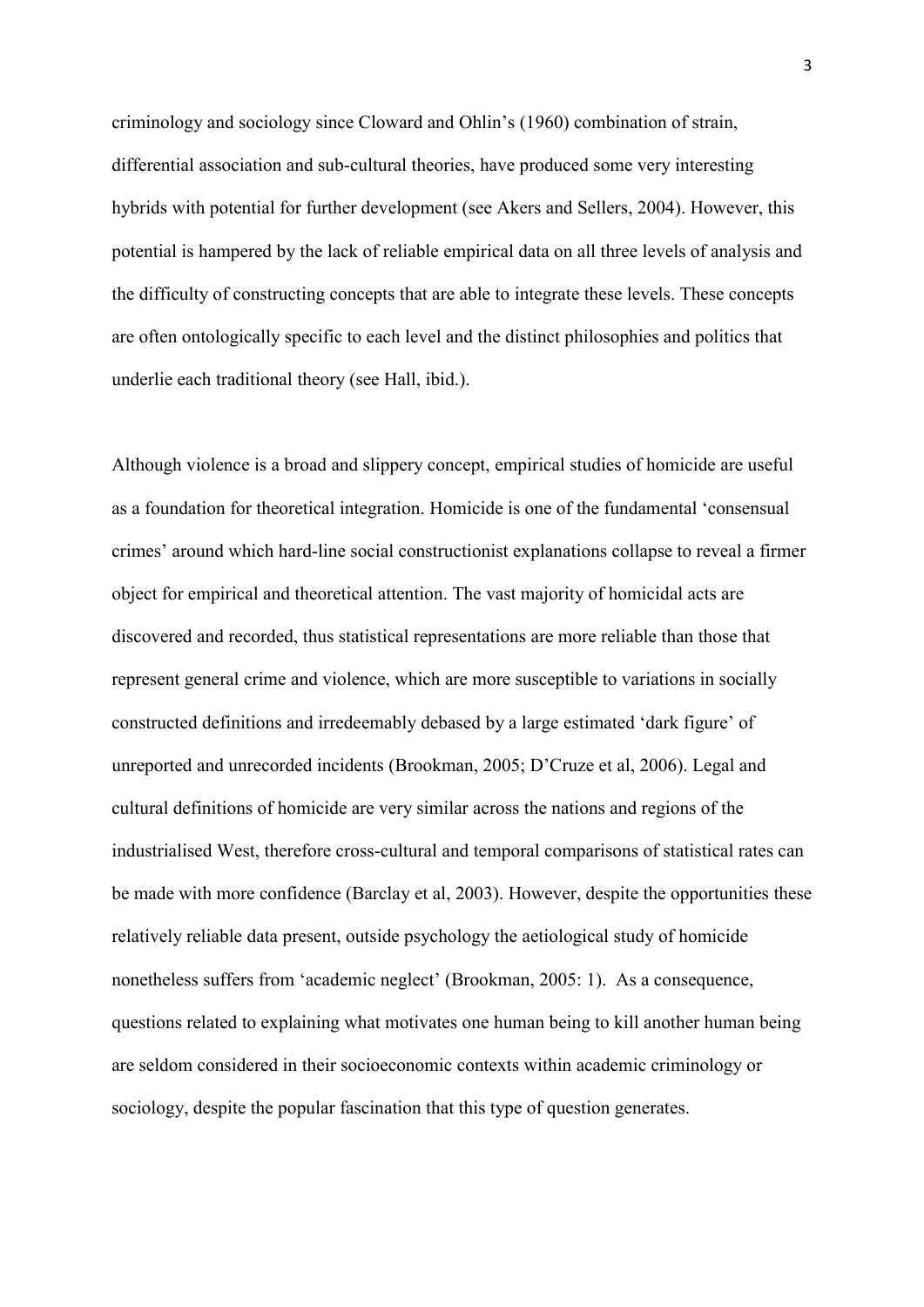criminology and sociology since Cloward and Ohlin's (1960) combination of strain, differential association and sub-cultural theories, have produced some very interesting hybrids with potential for further development (see Akers and Sellers, 2004). However, this potential is hampered by the lack of reliable empirical data on all three levels of analysis and the difficulty of constructing concepts that are able to integrate these levels. These concepts are often ontologically specific to each level and the distinct philosophies and politics that underlie each traditional theory (see Hall, ibid.).

Although violence is a broad and slippery concept, empirical studies of homicide are useful as a foundation for theoretical integration. Homicide is one of the fundamental 'consensual crimes' around which hard-line social constructionist explanations collapse to reveal a firmer object for empirical and theoretical attention. The vast majority of homicidal acts are discovered and recorded, thus statistical representations are more reliable than those that represent general crime and violence, which are more susceptible to variations in socially constructed definitions and irredeemably debased by a large estimated 'dark figure' of unreported and unrecorded incidents (Brookman, 2005; D'Cruze et al, 2006). Legal and cultural definitions of homicide are very similar across the nations and regions of the industrialised West, therefore cross-cultural and temporal comparisons of statistical rates can be made with more confidence (Barclay et al, 2003). However, despite the opportunities these relatively reliable data present, outside psychology the aetiological study of homicide nonetheless suffers from 'academic neglect' (Brookman, 2005: 1). As a consequence, questions related to explaining what motivates one human being to kill another human being are seldom considered in their socioeconomic contexts within academic criminology or sociology, despite the popular fascination that this type of question generates.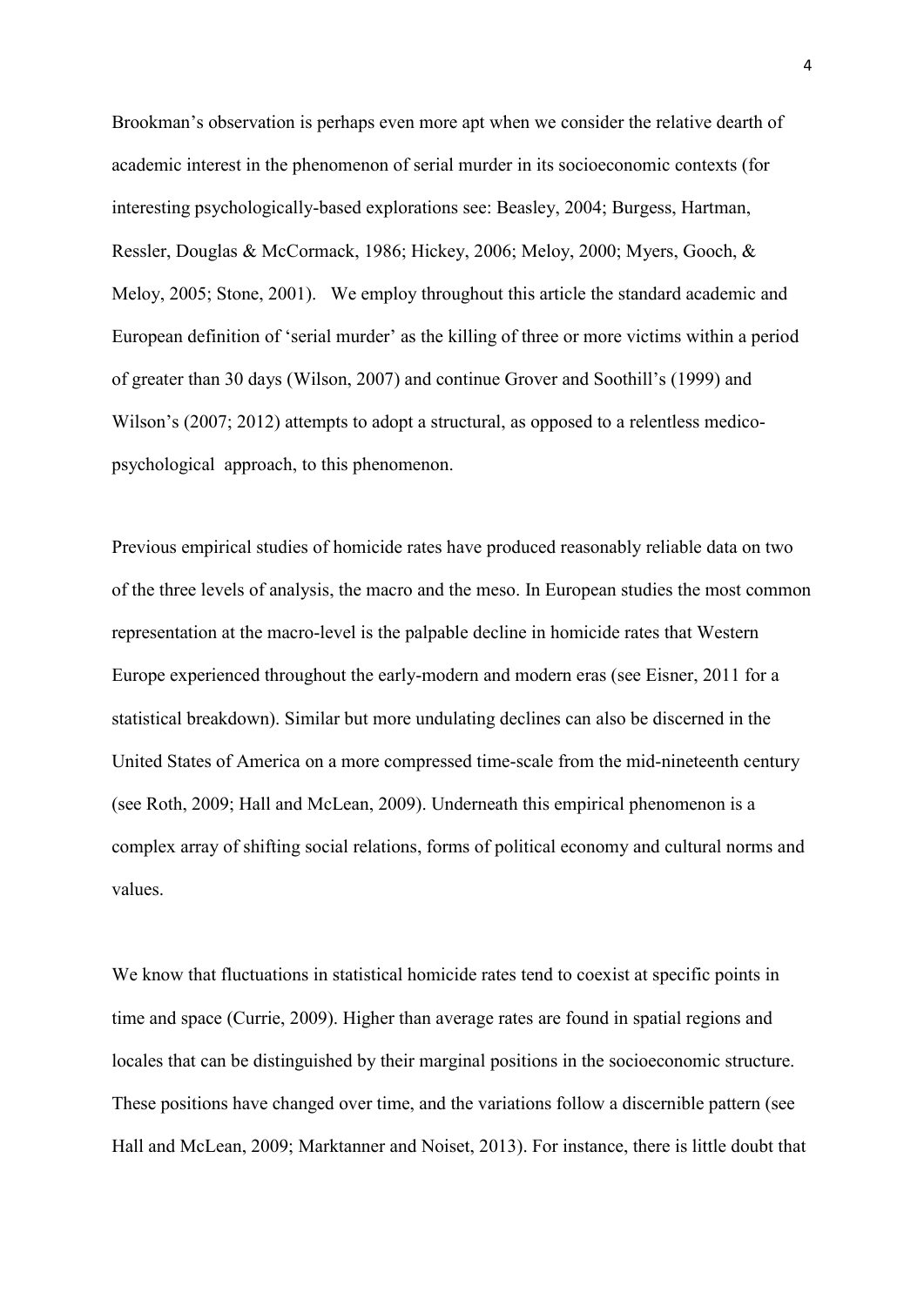Brookman's observation is perhaps even more apt when we consider the relative dearth of academic interest in the phenomenon of serial murder in its socioeconomic contexts (for interesting psychologically-based explorations see: Beasley, 2004; Burgess, Hartman, Ressler, Douglas & McCormack, 1986; Hickey, 2006; Meloy, 2000; Myers, Gooch, & Meloy, 2005; Stone, 2001). We employ throughout this article the standard academic and European definition of 'serial murder' as the killing of three or more victims within a period of greater than 30 days (Wilson, 2007) and continue Grover and Soothill's (1999) and Wilson's (2007; 2012) attempts to adopt a structural, as opposed to a relentless medico-psychological approach, to this phenomenon.

Previous empirical studies of homicide rates have produced reasonably reliable data on two of the three levels of analysis, the macro and the meso. In European studies the most common representation at the macro-level is the palpable decline in homicide rates that Western Europe experienced throughout the early-modern and modern eras (see Eisner, 2011 for a statistical breakdown). Similar but more undulating declines can also be discerned in the United States of America on a more compressed time-scale from the mid-nineteenth century (see Roth, 2009; Hall and McLean, 2009). Underneath this empirical phenomenon is a complex array of shifting social relations, forms of political economy and cultural norms and values.

We know that fluctuations in statistical homicide rates tend to coexist at specific points in time and space (Currie, 2009). Higher than average rates are found in spatial regions and locales that can be distinguished by their marginal positions in the socioeconomic structure. These positions have changed over time, and the variations follow a discernible pattern (see Hall and McLean, 2009; Marktanner and Noiset, 2013). For instance, there is little doubt that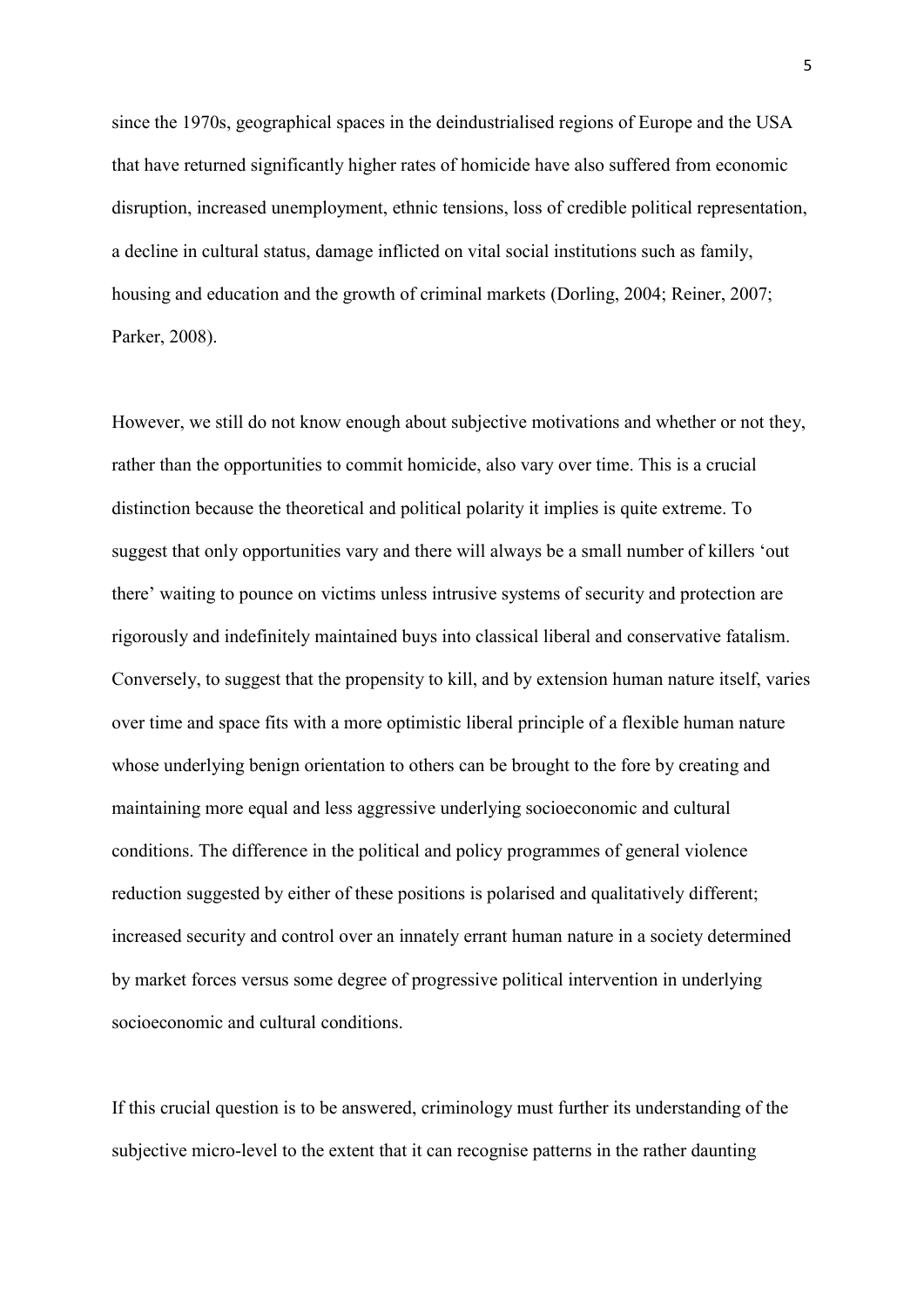since the 1970s, geographical spaces in the deindustrialised regions of Europe and the USA that have returned significantly higher rates of homicide have also suffered from economic disruption, increased unemployment, ethnic tensions, loss of credible political representation, a decline in cultural status, damage inflicted on vital social institutions such as family, housing and education and the growth of criminal markets (Dorling, 2004; Reiner, 2007; Parker, 2008).

However, we still do not know enough about subjective motivations and whether or not they, rather than the opportunities to commit homicide, also vary over time. This is a crucial distinction because the theoretical and political polarity it implies is quite extreme. To suggest that only opportunities vary and there will always be a small number of killers 'out there' waiting to pounce on victims unless intrusive systems of security and protection are rigorously and indefinitely maintained buys into classical liberal and conservative fatalism. Conversely, to suggest that the propensity to kill, and by extension human nature itself, varies over time and space fits with a more optimistic liberal principle of a flexible human nature whose underlying benign orientation to others can be brought to the fore by creating and maintaining more equal and less aggressive underlying socioeconomic and cultural conditions. The difference in the political and policy programmes of general violence reduction suggested by either of these positions is polarised and qualitatively different; increased security and control over an innately errant human nature in a society determined by market forces versus some degree of progressive political intervention in underlying socioeconomic and cultural conditions.

If this crucial question is to be answered, criminology must further its understanding of the subjective micro-level to the extent that it can recognise patterns in the rather daunting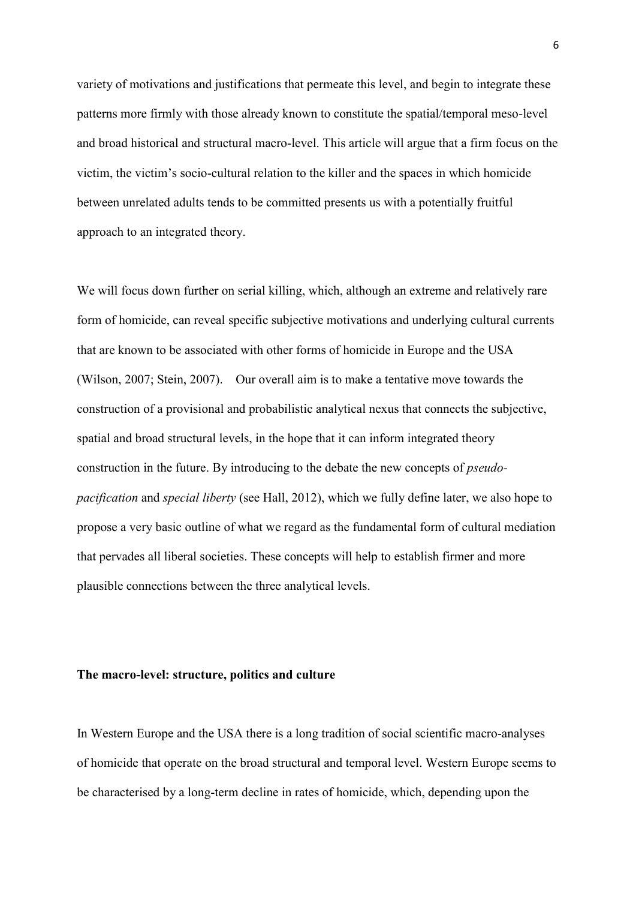variety of motivations and justifications that permeate this level, and begin to integrate these patterns more firmly with those already known to constitute the spatial/temporal meso-level and broad historical and structural macro-level. This article will argue that a firm focus on the victim, the victim's socio-cultural relation to the killer and the spaces in which homicide between unrelated adults tends to be committed presents us with a potentially fruitful approach to an integrated theory.

We will focus down further on serial killing, which, although an extreme and relatively rare form of homicide, can reveal specific subjective motivations and underlying cultural currents that are known to be associated with other forms of homicide in Europe and the USA (Wilson, 2007; Stein, 2007). Our overall aim is to make a tentative move towards the construction of a provisional and probabilistic analytical nexus that connects the subjective, spatial and broad structural levels, in the hope that it can inform integrated theory construction in the future. By introducing to the debate the new concepts of *pseudo-pacification* and *special liberty* (see Hall, 2012), which we fully define later, we also hope to propose a very basic outline of what we regard as the fundamental form of cultural mediation that pervades all liberal societies. These concepts will help to establish firmer and more plausible connections between the three analytical levels.

## The macro-level: structure, politics and culture

In Western Europe and the USA there is a long tradition of social scientific macro-analyses of homicide that operate on the broad structural and temporal level. Western Europe seems to be characterised by a long-term decline in rates of homicide, which, depending upon the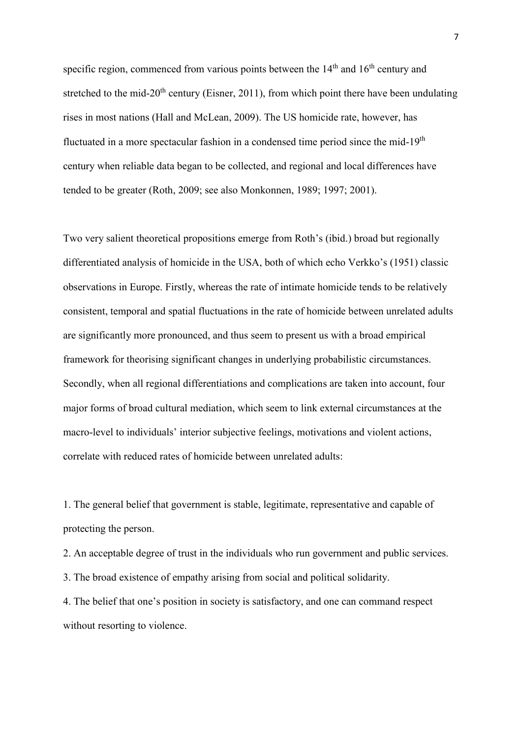specific region, commenced from various points between the 14th and 16th century and stretched to the mid-20th century (Eisner, 2011), from which point there have been undulating rises in most nations (Hall and McLean, 2009). The US homicide rate, however, has fluctuated in a more spectacular fashion in a condensed time period since the mid-19th century when reliable data began to be collected, and regional and local differences have tended to be greater (Roth, 2009; see also Monkonnen, 1989; 1997; 2001).

Two very salient theoretical propositions emerge from Roth's (ibid.) broad but regionally differentiated analysis of homicide in the USA, both of which echo Verkko's (1951) classic observations in Europe. Firstly, whereas the rate of intimate homicide tends to be relatively consistent, temporal and spatial fluctuations in the rate of homicide between unrelated adults are significantly more pronounced, and thus seem to present us with a broad empirical framework for theorising significant changes in underlying probabilistic circumstances. Secondly, when all regional differentiations and complications are taken into account, four major forms of broad cultural mediation, which seem to link external circumstances at the macro-level to individuals' interior subjective feelings, motivations and violent actions, correlate with reduced rates of homicide between unrelated adults:

1. The general belief that government is stable, legitimate, representative and capable of protecting the person.
2. An acceptable degree of trust in the individuals who run government and public services.
3. The broad existence of empathy arising from social and political solidarity.
4. The belief that one's position in society is satisfactory, and one can command respect without resorting to violence.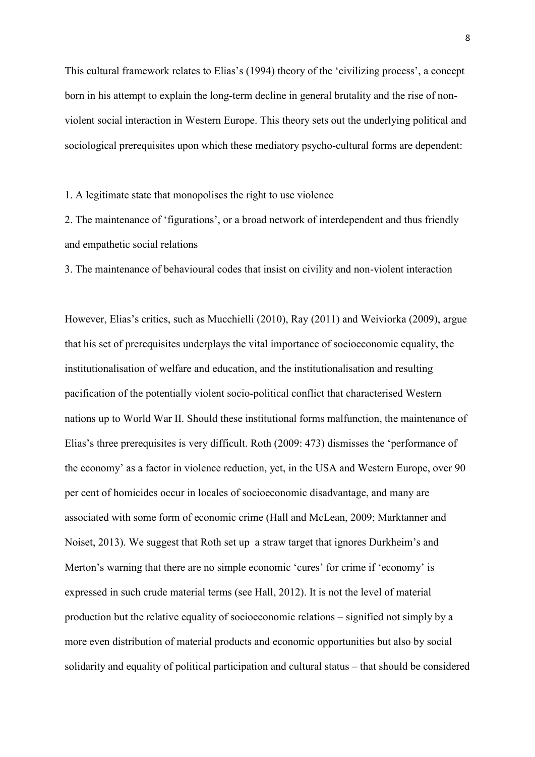This cultural framework relates to Elias's (1994) theory of the 'civilizing process', a concept born in his attempt to explain the long-term decline in general brutality and the rise of non-violent social interaction in Western Europe. This theory sets out the underlying political and sociological prerequisites upon which these mediatory psycho-cultural forms are dependent:

1. A legitimate state that monopolises the right to use violence
2. The maintenance of 'figurations', or a broad network of interdependent and thus friendly and empathetic social relations
3. The maintenance of behavioural codes that insist on civility and non-violent interaction

However, Elias's critics, such as Mucchielli (2010), Ray (2011) and Weiviorka (2009), argue that his set of prerequisites underplays the vital importance of socioeconomic equality, the institutionalisation of welfare and education, and the institutionalisation and resulting pacification of the potentially violent socio-political conflict that characterised Western nations up to World War II. Should these institutional forms malfunction, the maintenance of Elias's three prerequisites is very difficult. Roth (2009: 473) dismisses the 'performance of the economy' as a factor in violence reduction, yet, in the USA and Western Europe, over 90 per cent of homicides occur in locales of socioeconomic disadvantage, and many are associated with some form of economic crime (Hall and McLean, 2009; Marktanner and Noiset, 2013). We suggest that Roth set up a straw target that ignores Durkheim's and Merton's warning that there are no simple economic 'cures' for crime if 'economy' is expressed in such crude material terms (see Hall, 2012). It is not the level of material production but the relative equality of socioeconomic relations – signified not simply by a more even distribution of material products and economic opportunities but also by social solidarity and equality of political participation and cultural status – that should be considered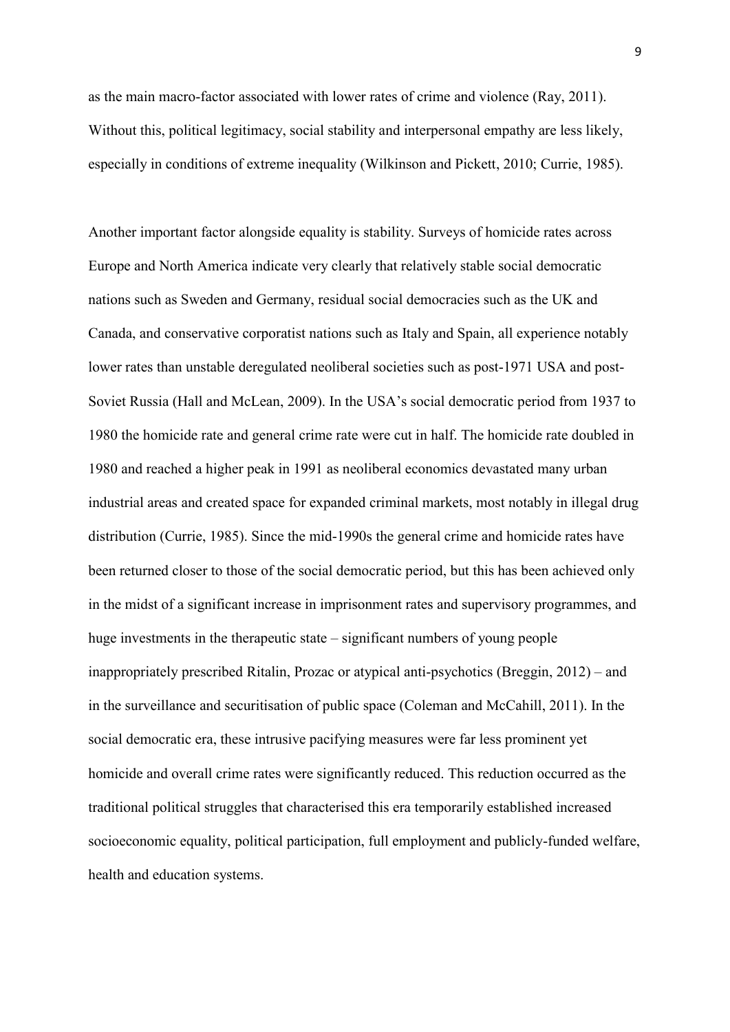as the main macro-factor associated with lower rates of crime and violence (Ray, 2011). Without this, political legitimacy, social stability and interpersonal empathy are less likely, especially in conditions of extreme inequality (Wilkinson and Pickett, 2010; Currie, 1985).

Another important factor alongside equality is stability. Surveys of homicide rates across Europe and North America indicate very clearly that relatively stable social democratic nations such as Sweden and Germany, residual social democracies such as the UK and Canada, and conservative corporatist nations such as Italy and Spain, all experience notably lower rates than unstable deregulated neoliberal societies such as post-1971 USA and post-Soviet Russia (Hall and McLean, 2009). In the USA's social democratic period from 1937 to 1980 the homicide rate and general crime rate were cut in half. The homicide rate doubled in 1980 and reached a higher peak in 1991 as neoliberal economics devastated many urban industrial areas and created space for expanded criminal markets, most notably in illegal drug distribution (Currie, 1985). Since the mid-1990s the general crime and homicide rates have been returned closer to those of the social democratic period, but this has been achieved only in the midst of a significant increase in imprisonment rates and supervisory programmes, and huge investments in the therapeutic state – significant numbers of young people inappropriately prescribed Ritalin, Prozac or atypical anti-psychotics (Breggin, 2012) – and in the surveillance and securitisation of public space (Coleman and McCahill, 2011). In the social democratic era, these intrusive pacifying measures were far less prominent yet homicide and overall crime rates were significantly reduced. This reduction occurred as the traditional political struggles that characterised this era temporarily established increased socioeconomic equality, political participation, full employment and publicly-funded welfare, health and education systems.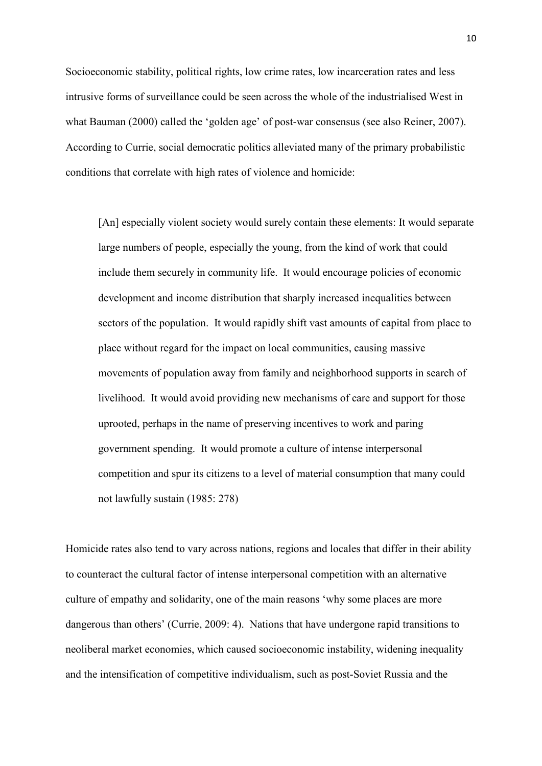Socioeconomic stability, political rights, low crime rates, low incarceration rates and less intrusive forms of surveillance could be seen across the whole of the industrialised West in what Bauman (2000) called the 'golden age' of post-war consensus (see also Reiner, 2007). According to Currie, social democratic politics alleviated many of the primary probabilistic conditions that correlate with high rates of violence and homicide:

> [An] especially violent society would surely contain these elements: It would separate large numbers of people, especially the young, from the kind of work that could include them securely in community life. It would encourage policies of economic development and income distribution that sharply increased inequalities between sectors of the population. It would rapidly shift vast amounts of capital from place to place without regard for the impact on local communities, causing massive movements of population away from family and neighborhood supports in search of livelihood. It would avoid providing new mechanisms of care and support for those uprooted, perhaps in the name of preserving incentives to work and paring government spending. It would promote a culture of intense interpersonal competition and spur its citizens to a level of material consumption that many could not lawfully sustain (1985: 278)

Homicide rates also tend to vary across nations, regions and locales that differ in their ability to counteract the cultural factor of intense interpersonal competition with an alternative culture of empathy and solidarity, one of the main reasons 'why some places are more dangerous than others' (Currie, 2009: 4). Nations that have undergone rapid transitions to neoliberal market economies, which caused socioeconomic instability, widening inequality and the intensification of competitive individualism, such as post-Soviet Russia and the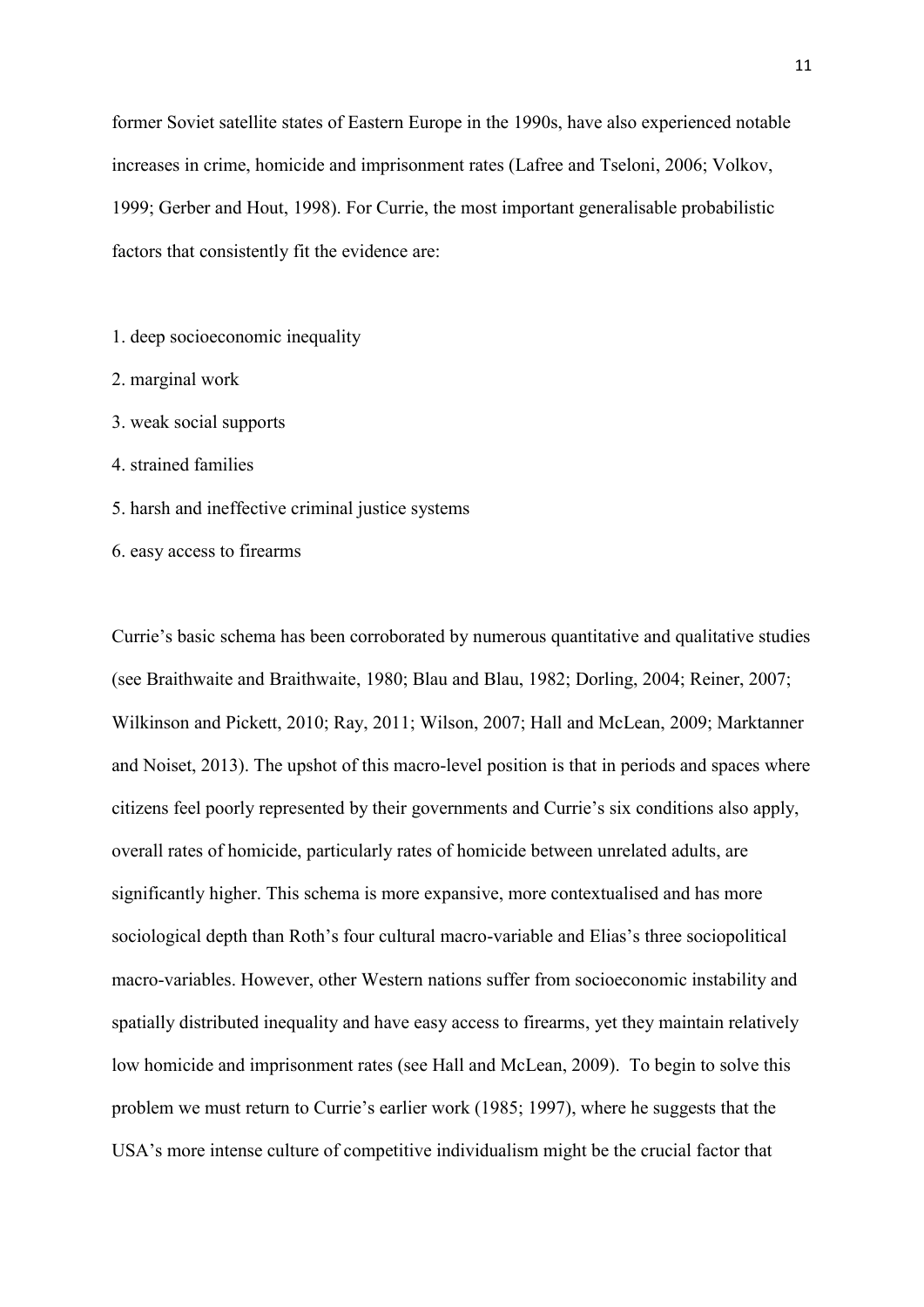former Soviet satellite states of Eastern Europe in the 1990s, have also experienced notable increases in crime, homicide and imprisonment rates (Lafree and Tseloni, 2006; Volkov, 1999; Gerber and Hout, 1998). For Currie, the most important generalisable probabilistic factors that consistently fit the evidence are:

1. deep socioeconomic inequality
2. marginal work
3. weak social supports
4. strained families
5. harsh and ineffective criminal justice systems
6. easy access to firearms

Currie's basic schema has been corroborated by numerous quantitative and qualitative studies (see Braithwaite and Braithwaite, 1980; Blau and Blau, 1982; Dorling, 2004; Reiner, 2007; Wilkinson and Pickett, 2010; Ray, 2011; Wilson, 2007; Hall and McLean, 2009; Marktanner and Noiset, 2013). The upshot of this macro-level position is that in periods and spaces where citizens feel poorly represented by their governments and Currie's six conditions also apply, overall rates of homicide, particularly rates of homicide between unrelated adults, are significantly higher. This schema is more expansive, more contextualised and has more sociological depth than Roth's four cultural macro-variable and Elias's three sociopolitical macro-variables. However, other Western nations suffer from socioeconomic instability and spatially distributed inequality and have easy access to firearms, yet they maintain relatively low homicide and imprisonment rates (see Hall and McLean, 2009). To begin to solve this problem we must return to Currie's earlier work (1985; 1997), where he suggests that the USA's more intense culture of competitive individualism might be the crucial factor that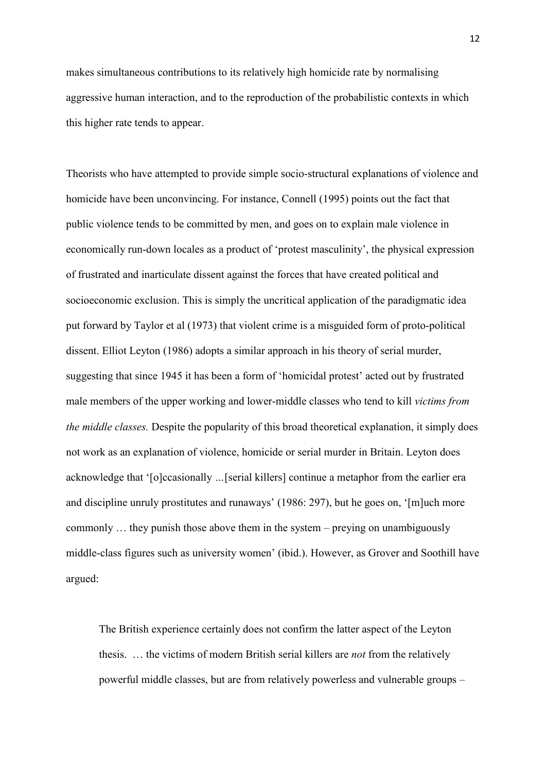makes simultaneous contributions to its relatively high homicide rate by normalising aggressive human interaction, and to the reproduction of the probabilistic contexts in which this higher rate tends to appear.

Theorists who have attempted to provide simple socio-structural explanations of violence and homicide have been unconvincing. For instance, Connell (1995) points out the fact that public violence tends to be committed by men, and goes on to explain male violence in economically run-down locales as a product of 'protest masculinity', the physical expression of frustrated and inarticulate dissent against the forces that have created political and socioeconomic exclusion. This is simply the uncritical application of the paradigmatic idea put forward by Taylor et al (1973) that violent crime is a misguided form of proto-political dissent. Elliot Leyton (1986) adopts a similar approach in his theory of serial murder, suggesting that since 1945 it has been a form of 'homicidal protest' acted out by frustrated male members of the upper working and lower-middle classes who tend to kill *victims from the middle classes.* Despite the popularity of this broad theoretical explanation, it simply does not work as an explanation of violence, homicide or serial murder in Britain. Leyton does acknowledge that '[o]ccasionally ...[serial killers] continue a metaphor from the earlier era and discipline unruly prostitutes and runaways' (1986: 297), but he goes on, '[m]uch more commonly … they punish those above them in the system – preying on unambiguously middle-class figures such as university women' (ibid.). However, as Grover and Soothill have argued:

> The British experience certainly does not confirm the latter aspect of the Leyton thesis. … the victims of modern British serial killers are *not* from the relatively powerful middle classes, but are from relatively powerless and vulnerable groups –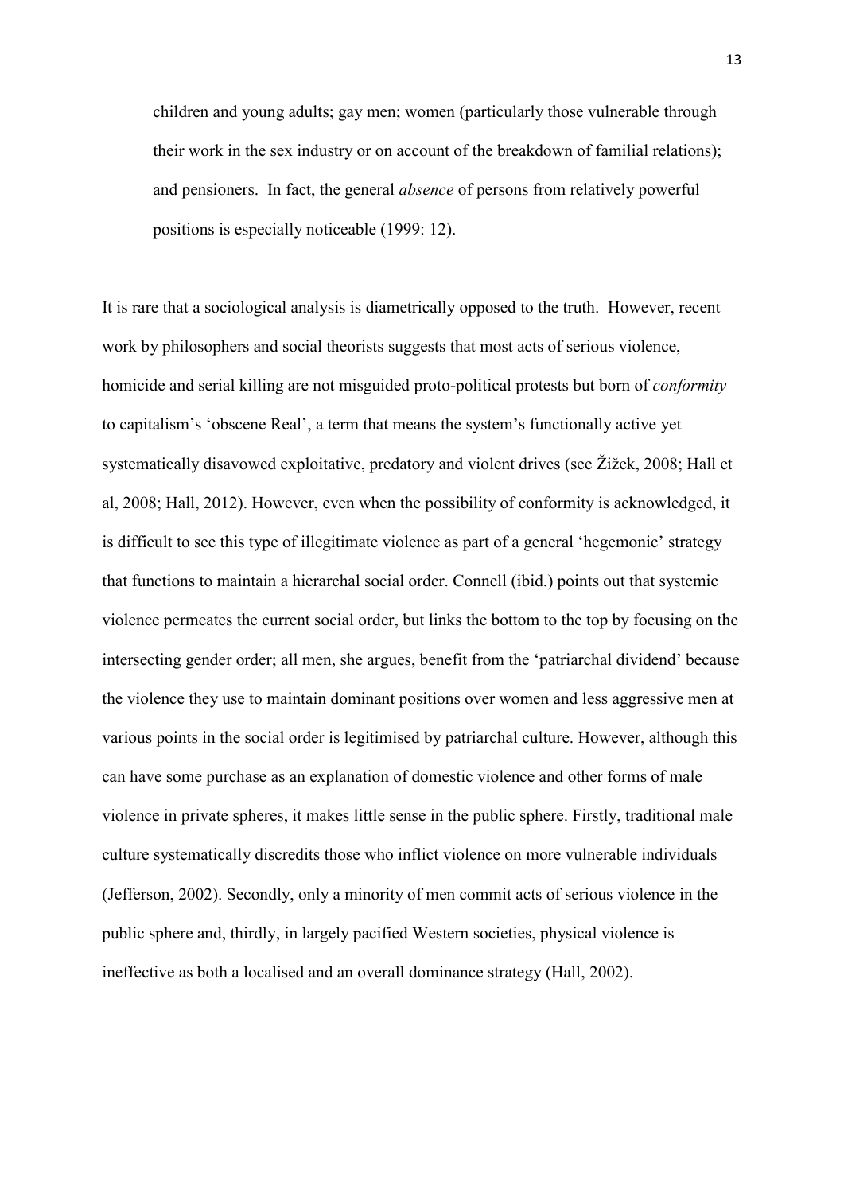> children and young adults; gay men; women (particularly those vulnerable through their work in the sex industry or on account of the breakdown of familial relations); and pensioners. In fact, the general *absence* of persons from relatively powerful positions is especially noticeable (1999: 12).

It is rare that a sociological analysis is diametrically opposed to the truth. However, recent work by philosophers and social theorists suggests that most acts of serious violence, homicide and serial killing are not misguided proto-political protests but born of *conformity* to capitalism's 'obscene Real', a term that means the system's functionally active yet systematically disavowed exploitative, predatory and violent drives (see Žižek, 2008; Hall et al, 2008; Hall, 2012). However, even when the possibility of conformity is acknowledged, it is difficult to see this type of illegitimate violence as part of a general 'hegemonic' strategy that functions to maintain a hierarchal social order. Connell (ibid.) points out that systemic violence permeates the current social order, but links the bottom to the top by focusing on the intersecting gender order; all men, she argues, benefit from the 'patriarchal dividend' because the violence they use to maintain dominant positions over women and less aggressive men at various points in the social order is legitimised by patriarchal culture. However, although this can have some purchase as an explanation of domestic violence and other forms of male violence in private spheres, it makes little sense in the public sphere. Firstly, traditional male culture systematically discredits those who inflict violence on more vulnerable individuals (Jefferson, 2002). Secondly, only a minority of men commit acts of serious violence in the public sphere and, thirdly, in largely pacified Western societies, physical violence is ineffective as both a localised and an overall dominance strategy (Hall, 2002).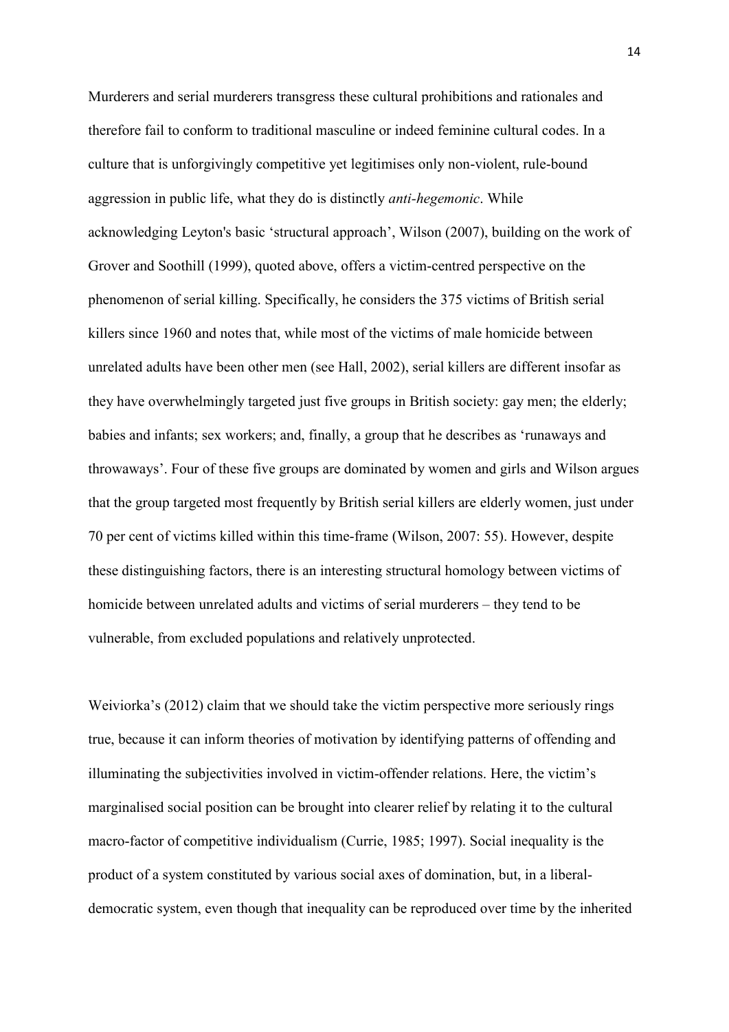Murderers and serial murderers transgress these cultural prohibitions and rationales and therefore fail to conform to traditional masculine or indeed feminine cultural codes. In a culture that is unforgivingly competitive yet legitimises only non-violent, rule-bound aggression in public life, what they do is distinctly *anti-hegemonic*. While acknowledging Leyton's basic 'structural approach', Wilson (2007), building on the work of Grover and Soothill (1999), quoted above, offers a victim-centred perspective on the phenomenon of serial killing. Specifically, he considers the 375 victims of British serial killers since 1960 and notes that, while most of the victims of male homicide between unrelated adults have been other men (see Hall, 2002), serial killers are different insofar as they have overwhelmingly targeted just five groups in British society: gay men; the elderly; babies and infants; sex workers; and, finally, a group that he describes as 'runaways and throwaways'. Four of these five groups are dominated by women and girls and Wilson argues that the group targeted most frequently by British serial killers are elderly women, just under 70 per cent of victims killed within this time-frame (Wilson, 2007: 55). However, despite these distinguishing factors, there is an interesting structural homology between victims of homicide between unrelated adults and victims of serial murderers – they tend to be vulnerable, from excluded populations and relatively unprotected.

Weiviorka's (2012) claim that we should take the victim perspective more seriously rings true, because it can inform theories of motivation by identifying patterns of offending and illuminating the subjectivities involved in victim-offender relations. Here, the victim's marginalised social position can be brought into clearer relief by relating it to the cultural macro-factor of competitive individualism (Currie, 1985; 1997). Social inequality is the product of a system constituted by various social axes of domination, but, in a liberal-democratic system, even though that inequality can be reproduced over time by the inherited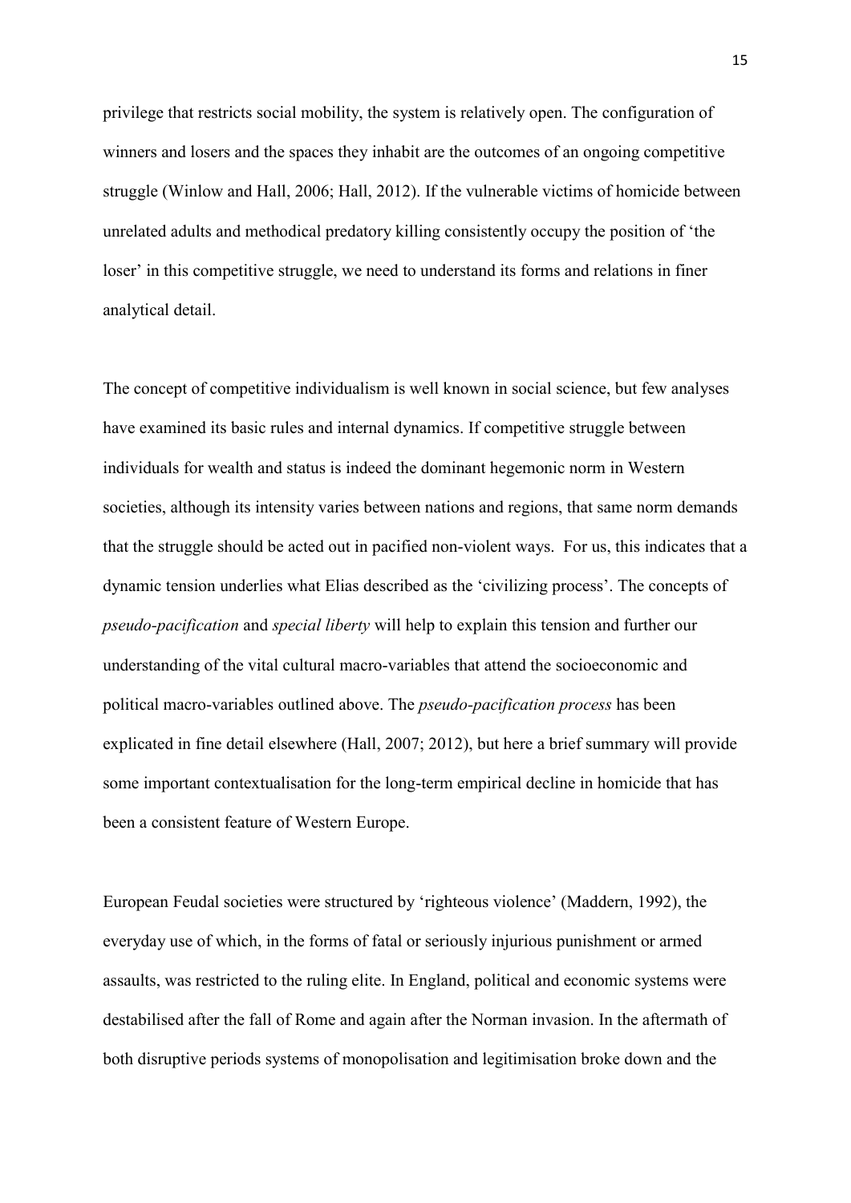privilege that restricts social mobility, the system is relatively open. The configuration of winners and losers and the spaces they inhabit are the outcomes of an ongoing competitive struggle (Winlow and Hall, 2006; Hall, 2012). If the vulnerable victims of homicide between unrelated adults and methodical predatory killing consistently occupy the position of 'the loser' in this competitive struggle, we need to understand its forms and relations in finer analytical detail.

The concept of competitive individualism is well known in social science, but few analyses have examined its basic rules and internal dynamics. If competitive struggle between individuals for wealth and status is indeed the dominant hegemonic norm in Western societies, although its intensity varies between nations and regions, that same norm demands that the struggle should be acted out in pacified non-violent ways. For us, this indicates that a dynamic tension underlies what Elias described as the 'civilizing process'. The concepts of *pseudo-pacification* and *special liberty* will help to explain this tension and further our understanding of the vital cultural macro-variables that attend the socioeconomic and political macro-variables outlined above. The *pseudo-pacification process* has been explicated in fine detail elsewhere (Hall, 2007; 2012), but here a brief summary will provide some important contextualisation for the long-term empirical decline in homicide that has been a consistent feature of Western Europe.

European Feudal societies were structured by 'righteous violence' (Maddern, 1992), the everyday use of which, in the forms of fatal or seriously injurious punishment or armed assaults, was restricted to the ruling elite. In England, political and economic systems were destabilised after the fall of Rome and again after the Norman invasion. In the aftermath of both disruptive periods systems of monopolisation and legitimisation broke down and the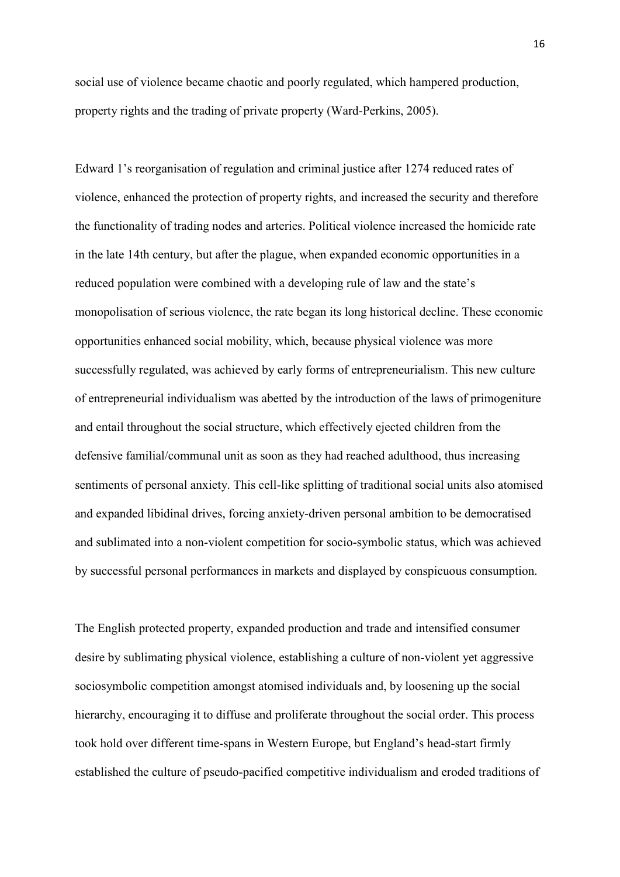social use of violence became chaotic and poorly regulated, which hampered production, property rights and the trading of private property (Ward-Perkins, 2005).

Edward 1's reorganisation of regulation and criminal justice after 1274 reduced rates of violence, enhanced the protection of property rights, and increased the security and therefore the functionality of trading nodes and arteries. Political violence increased the homicide rate in the late 14th century, but after the plague, when expanded economic opportunities in a reduced population were combined with a developing rule of law and the state's monopolisation of serious violence, the rate began its long historical decline. These economic opportunities enhanced social mobility, which, because physical violence was more successfully regulated, was achieved by early forms of entrepreneurialism. This new culture of entrepreneurial individualism was abetted by the introduction of the laws of primogeniture and entail throughout the social structure, which effectively ejected children from the defensive familial/communal unit as soon as they had reached adulthood, thus increasing sentiments of personal anxiety. This cell-like splitting of traditional social units also atomised and expanded libidinal drives, forcing anxiety-driven personal ambition to be democratised and sublimated into a non-violent competition for socio-symbolic status, which was achieved by successful personal performances in markets and displayed by conspicuous consumption.

The English protected property, expanded production and trade and intensified consumer desire by sublimating physical violence, establishing a culture of non-violent yet aggressive sociosymbolic competition amongst atomised individuals and, by loosening up the social hierarchy, encouraging it to diffuse and proliferate throughout the social order. This process took hold over different time-spans in Western Europe, but England's head-start firmly established the culture of pseudo-pacified competitive individualism and eroded traditions of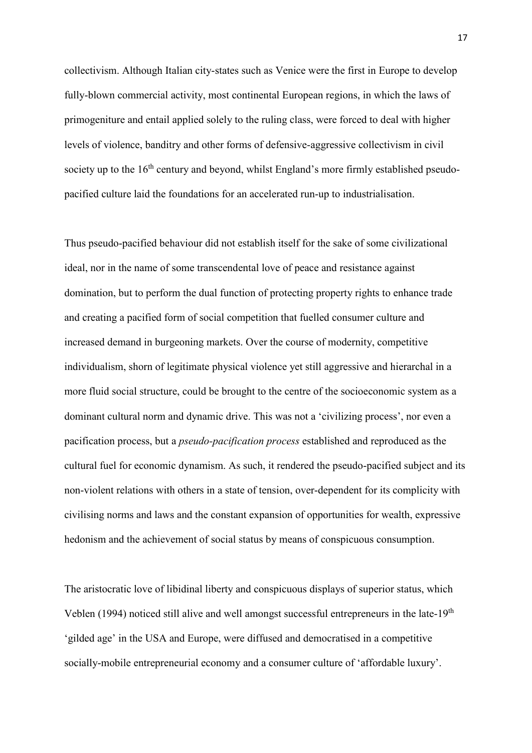collectivism. Although Italian city-states such as Venice were the first in Europe to develop fully-blown commercial activity, most continental European regions, in which the laws of primogeniture and entail applied solely to the ruling class, were forced to deal with higher levels of violence, banditry and other forms of defensive-aggressive collectivism in civil society up to the 16th century and beyond, whilst England's more firmly established pseudo-pacified culture laid the foundations for an accelerated run-up to industrialisation.

Thus pseudo-pacified behaviour did not establish itself for the sake of some civilizational ideal, nor in the name of some transcendental love of peace and resistance against domination, but to perform the dual function of protecting property rights to enhance trade and creating a pacified form of social competition that fuelled consumer culture and increased demand in burgeoning markets. Over the course of modernity, competitive individualism, shorn of legitimate physical violence yet still aggressive and hierarchal in a more fluid social structure, could be brought to the centre of the socioeconomic system as a dominant cultural norm and dynamic drive. This was not a 'civilizing process', nor even a pacification process, but a *pseudo-pacification process* established and reproduced as the cultural fuel for economic dynamism. As such, it rendered the pseudo-pacified subject and its non-violent relations with others in a state of tension, over-dependent for its complicity with civilising norms and laws and the constant expansion of opportunities for wealth, expressive hedonism and the achievement of social status by means of conspicuous consumption.

The aristocratic love of libidinal liberty and conspicuous displays of superior status, which Veblen (1994) noticed still alive and well amongst successful entrepreneurs in the late-19th 'gilded age' in the USA and Europe, were diffused and democratised in a competitive socially-mobile entrepreneurial economy and a consumer culture of 'affordable luxury'.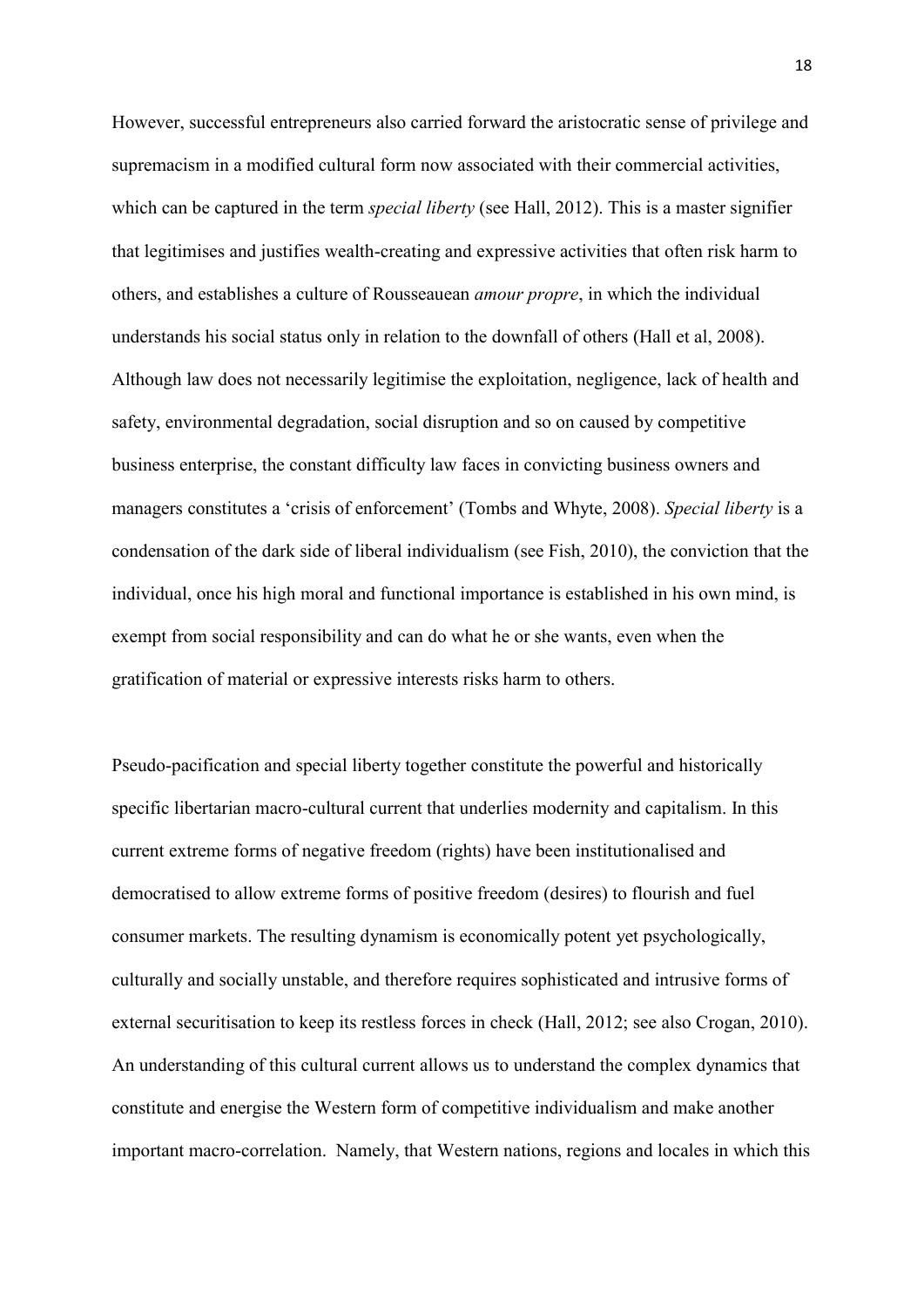However, successful entrepreneurs also carried forward the aristocratic sense of privilege and supremacism in a modified cultural form now associated with their commercial activities, which can be captured in the term *special liberty* (see Hall, 2012). This is a master signifier that legitimises and justifies wealth-creating and expressive activities that often risk harm to others, and establishes a culture of Rousseauean *amour propre*, in which the individual understands his social status only in relation to the downfall of others (Hall et al, 2008). Although law does not necessarily legitimise the exploitation, negligence, lack of health and safety, environmental degradation, social disruption and so on caused by competitive business enterprise, the constant difficulty law faces in convicting business owners and managers constitutes a 'crisis of enforcement' (Tombs and Whyte, 2008). *Special liberty* is a condensation of the dark side of liberal individualism (see Fish, 2010), the conviction that the individual, once his high moral and functional importance is established in his own mind, is exempt from social responsibility and can do what he or she wants, even when the gratification of material or expressive interests risks harm to others.

Pseudo-pacification and special liberty together constitute the powerful and historically specific libertarian macro-cultural current that underlies modernity and capitalism. In this current extreme forms of negative freedom (rights) have been institutionalised and democratised to allow extreme forms of positive freedom (desires) to flourish and fuel consumer markets. The resulting dynamism is economically potent yet psychologically, culturally and socially unstable, and therefore requires sophisticated and intrusive forms of external securitisation to keep its restless forces in check (Hall, 2012; see also Crogan, 2010). An understanding of this cultural current allows us to understand the complex dynamics that constitute and energise the Western form of competitive individualism and make another important macro-correlation. Namely, that Western nations, regions and locales in which this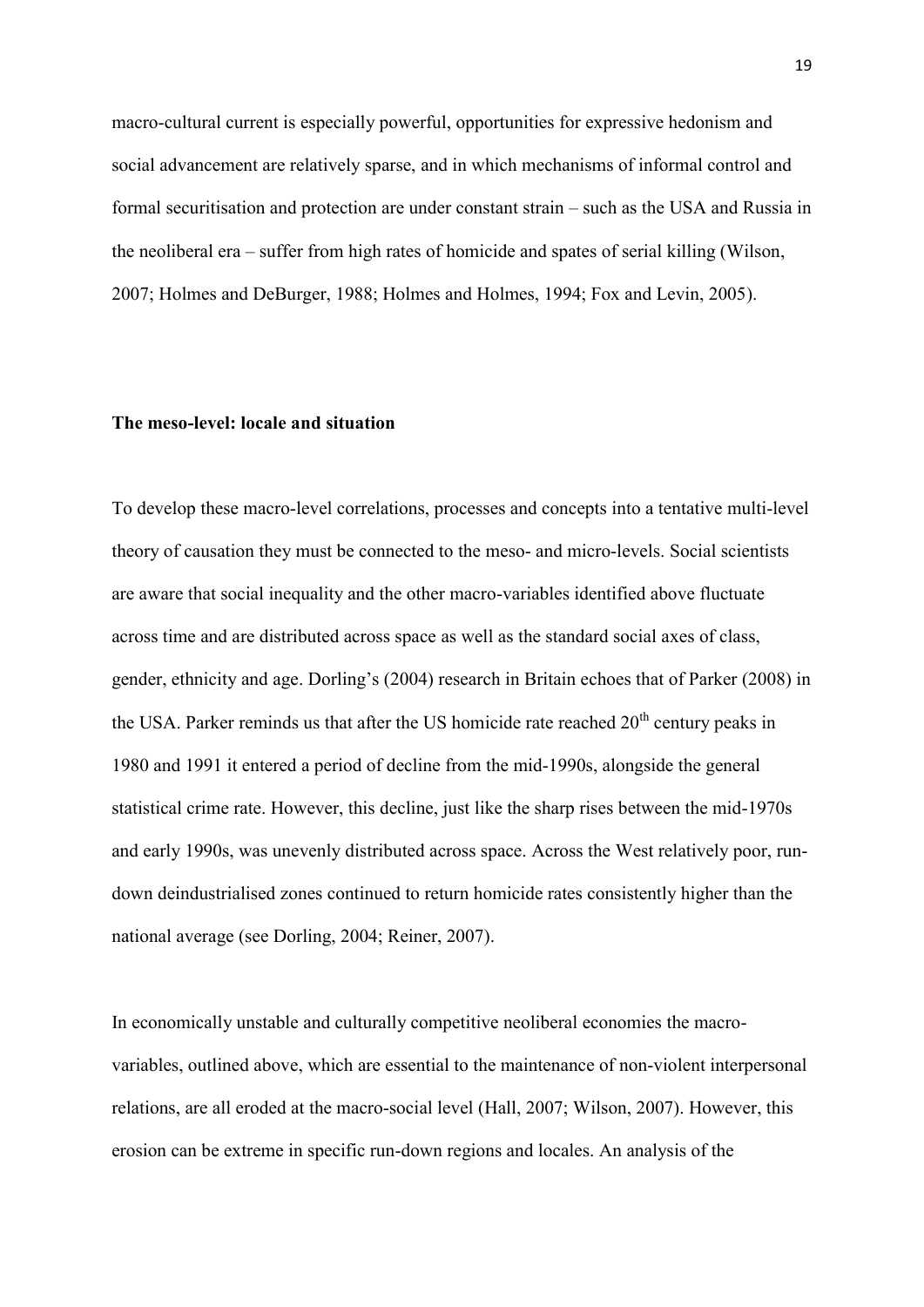macro-cultural current is especially powerful, opportunities for expressive hedonism and social advancement are relatively sparse, and in which mechanisms of informal control and formal securitisation and protection are under constant strain – such as the USA and Russia in the neoliberal era – suffer from high rates of homicide and spates of serial killing (Wilson, 2007; Holmes and DeBurger, 1988; Holmes and Holmes, 1994; Fox and Levin, 2005).

**The meso-level: locale and situation**

To develop these macro-level correlations, processes and concepts into a tentative multi-level theory of causation they must be connected to the meso- and micro-levels. Social scientists are aware that social inequality and the other macro-variables identified above fluctuate across time and are distributed across space as well as the standard social axes of class, gender, ethnicity and age. Dorling's (2004) research in Britain echoes that of Parker (2008) in the USA. Parker reminds us that after the US homicide rate reached 20th century peaks in 1980 and 1991 it entered a period of decline from the mid-1990s, alongside the general statistical crime rate. However, this decline, just like the sharp rises between the mid-1970s and early 1990s, was unevenly distributed across space. Across the West relatively poor, run-down deindustrialised zones continued to return homicide rates consistently higher than the national average (see Dorling, 2004; Reiner, 2007).

In economically unstable and culturally competitive neoliberal economies the macro-variables, outlined above, which are essential to the maintenance of non-violent interpersonal relations, are all eroded at the macro-social level (Hall, 2007; Wilson, 2007). However, this erosion can be extreme in specific run-down regions and locales. An analysis of the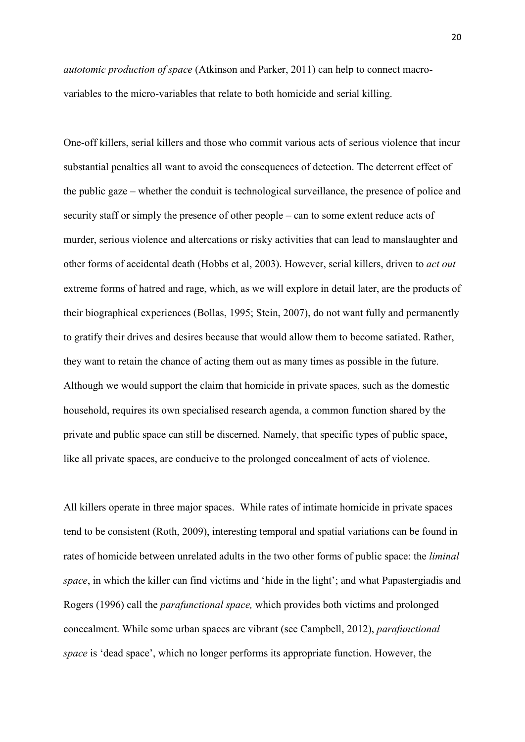*autotomic production of space* (Atkinson and Parker, 2011) can help to connect macro-variables to the micro-variables that relate to both homicide and serial killing.

One-off killers, serial killers and those who commit various acts of serious violence that incur substantial penalties all want to avoid the consequences of detection. The deterrent effect of the public gaze – whether the conduit is technological surveillance, the presence of police and security staff or simply the presence of other people – can to some extent reduce acts of murder, serious violence and altercations or risky activities that can lead to manslaughter and other forms of accidental death (Hobbs et al, 2003). However, serial killers, driven to *act out* extreme forms of hatred and rage, which, as we will explore in detail later, are the products of their biographical experiences (Bollas, 1995; Stein, 2007), do not want fully and permanently to gratify their drives and desires because that would allow them to become satiated. Rather, they want to retain the chance of acting them out as many times as possible in the future. Although we would support the claim that homicide in private spaces, such as the domestic household, requires its own specialised research agenda, a common function shared by the private and public space can still be discerned. Namely, that specific types of public space, like all private spaces, are conducive to the prolonged concealment of acts of violence.

All killers operate in three major spaces. While rates of intimate homicide in private spaces tend to be consistent (Roth, 2009), interesting temporal and spatial variations can be found in rates of homicide between unrelated adults in the two other forms of public space: the *liminal space*, in which the killer can find victims and 'hide in the light'; and what Papastergiadis and Rogers (1996) call the *parafunctional space,* which provides both victims and prolonged concealment. While some urban spaces are vibrant (see Campbell, 2012), *parafunctional space* is 'dead space', which no longer performs its appropriate function. However, the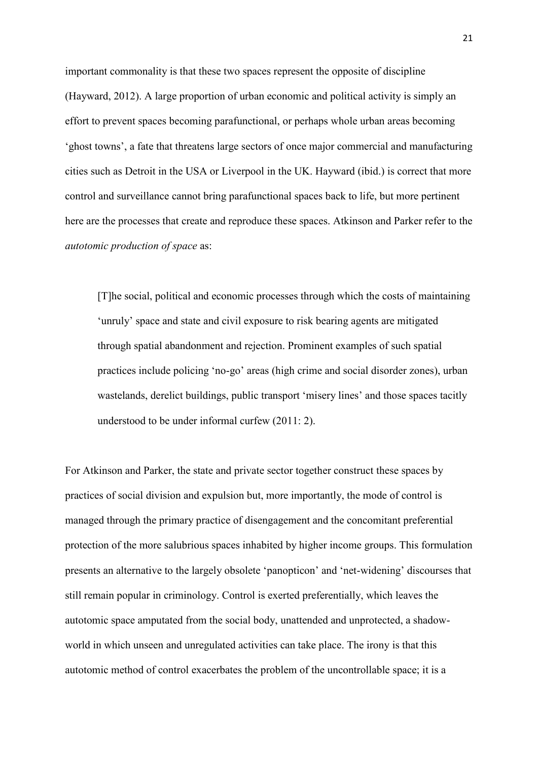important commonality is that these two spaces represent the opposite of discipline (Hayward, 2012). A large proportion of urban economic and political activity is simply an effort to prevent spaces becoming parafunctional, or perhaps whole urban areas becoming 'ghost towns', a fate that threatens large sectors of once major commercial and manufacturing cities such as Detroit in the USA or Liverpool in the UK. Hayward (ibid.) is correct that more control and surveillance cannot bring parafunctional spaces back to life, but more pertinent here are the processes that create and reproduce these spaces. Atkinson and Parker refer to the *autotomic production of space* as:

> [T]he social, political and economic processes through which the costs of maintaining 'unruly' space and state and civil exposure to risk bearing agents are mitigated through spatial abandonment and rejection. Prominent examples of such spatial practices include policing 'no-go' areas (high crime and social disorder zones), urban wastelands, derelict buildings, public transport 'misery lines' and those spaces tacitly understood to be under informal curfew (2011: 2).

For Atkinson and Parker, the state and private sector together construct these spaces by practices of social division and expulsion but, more importantly, the mode of control is managed through the primary practice of disengagement and the concomitant preferential protection of the more salubrious spaces inhabited by higher income groups. This formulation presents an alternative to the largely obsolete 'panopticon' and 'net-widening' discourses that still remain popular in criminology. Control is exerted preferentially, which leaves the autotomic space amputated from the social body, unattended and unprotected, a shadow-world in which unseen and unregulated activities can take place. The irony is that this autotomic method of control exacerbates the problem of the uncontrollable space; it is a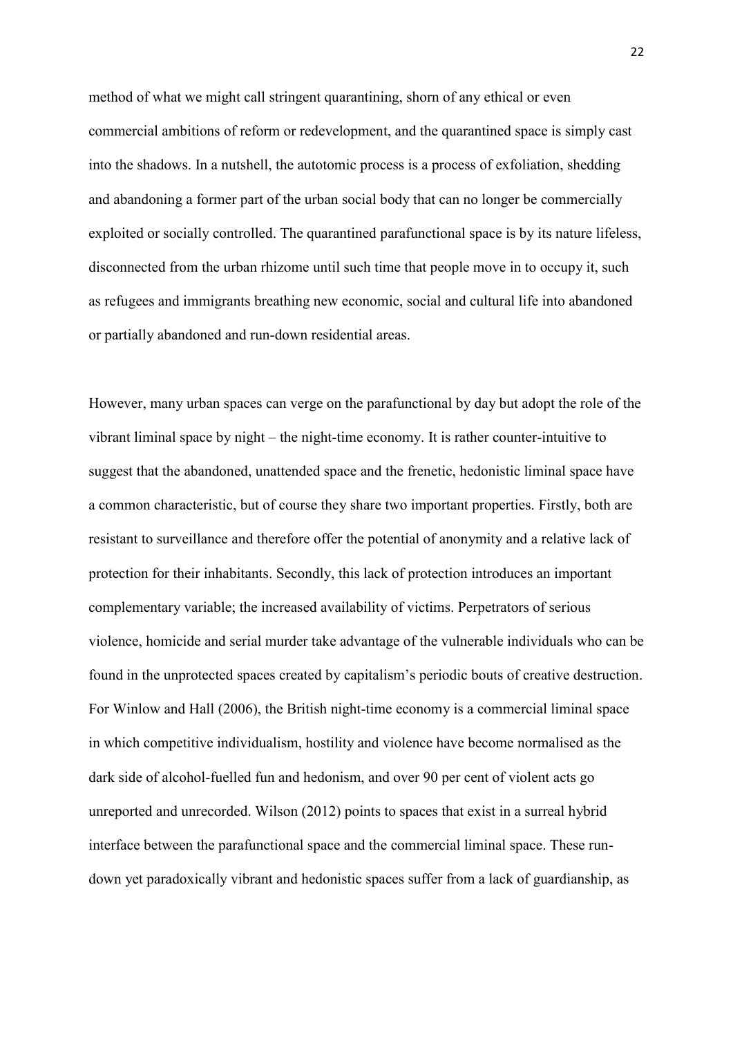method of what we might call stringent quarantining, shorn of any ethical or even commercial ambitions of reform or redevelopment, and the quarantined space is simply cast into the shadows. In a nutshell, the autotomic process is a process of exfoliation, shedding and abandoning a former part of the urban social body that can no longer be commercially exploited or socially controlled. The quarantined parafunctional space is by its nature lifeless, disconnected from the urban rhizome until such time that people move in to occupy it, such as refugees and immigrants breathing new economic, social and cultural life into abandoned or partially abandoned and run-down residential areas.

However, many urban spaces can verge on the parafunctional by day but adopt the role of the vibrant liminal space by night – the night-time economy. It is rather counter-intuitive to suggest that the abandoned, unattended space and the frenetic, hedonistic liminal space have a common characteristic, but of course they share two important properties. Firstly, both are resistant to surveillance and therefore offer the potential of anonymity and a relative lack of protection for their inhabitants. Secondly, this lack of protection introduces an important complementary variable; the increased availability of victims. Perpetrators of serious violence, homicide and serial murder take advantage of the vulnerable individuals who can be found in the unprotected spaces created by capitalism's periodic bouts of creative destruction. For Winlow and Hall (2006), the British night-time economy is a commercial liminal space in which competitive individualism, hostility and violence have become normalised as the dark side of alcohol-fuelled fun and hedonism, and over 90 per cent of violent acts go unreported and unrecorded. Wilson (2012) points to spaces that exist in a surreal hybrid interface between the parafunctional space and the commercial liminal space. These run-down yet paradoxically vibrant and hedonistic spaces suffer from a lack of guardianship, as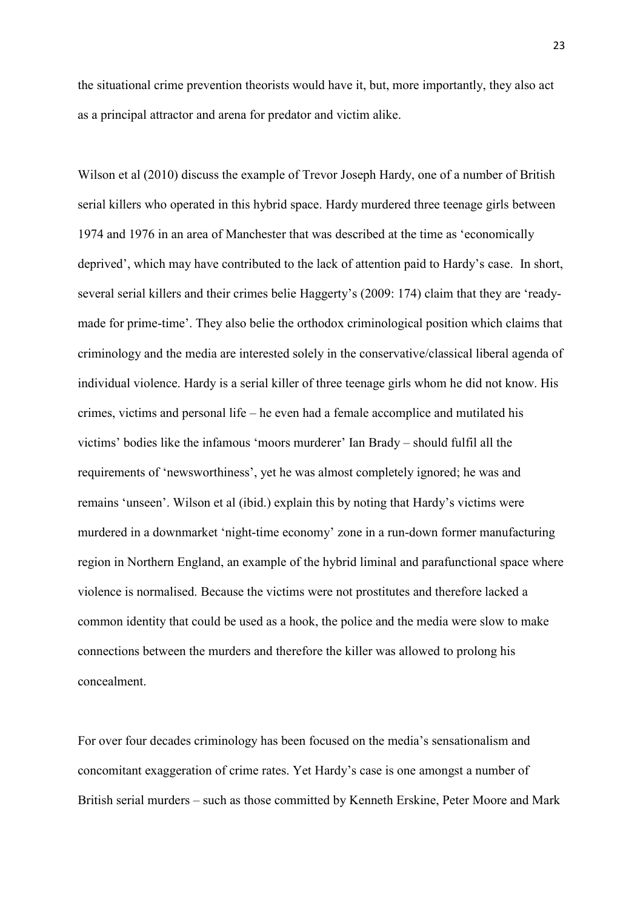the situational crime prevention theorists would have it, but, more importantly, they also act as a principal attractor and arena for predator and victim alike.

Wilson et al (2010) discuss the example of Trevor Joseph Hardy, one of a number of British serial killers who operated in this hybrid space. Hardy murdered three teenage girls between 1974 and 1976 in an area of Manchester that was described at the time as 'economically deprived', which may have contributed to the lack of attention paid to Hardy's case. In short, several serial killers and their crimes belie Haggerty's (2009: 174) claim that they are 'ready-made for prime-time'. They also belie the orthodox criminological position which claims that criminology and the media are interested solely in the conservative/classical liberal agenda of individual violence. Hardy is a serial killer of three teenage girls whom he did not know. His crimes, victims and personal life – he even had a female accomplice and mutilated his victims' bodies like the infamous 'moors murderer' Ian Brady – should fulfil all the requirements of 'newsworthiness', yet he was almost completely ignored; he was and remains 'unseen'. Wilson et al (ibid.) explain this by noting that Hardy's victims were murdered in a downmarket 'night-time economy' zone in a run-down former manufacturing region in Northern England, an example of the hybrid liminal and parafunctional space where violence is normalised. Because the victims were not prostitutes and therefore lacked a common identity that could be used as a hook, the police and the media were slow to make connections between the murders and therefore the killer was allowed to prolong his concealment.

For over four decades criminology has been focused on the media's sensationalism and concomitant exaggeration of crime rates. Yet Hardy's case is one amongst a number of British serial murders – such as those committed by Kenneth Erskine, Peter Moore and Mark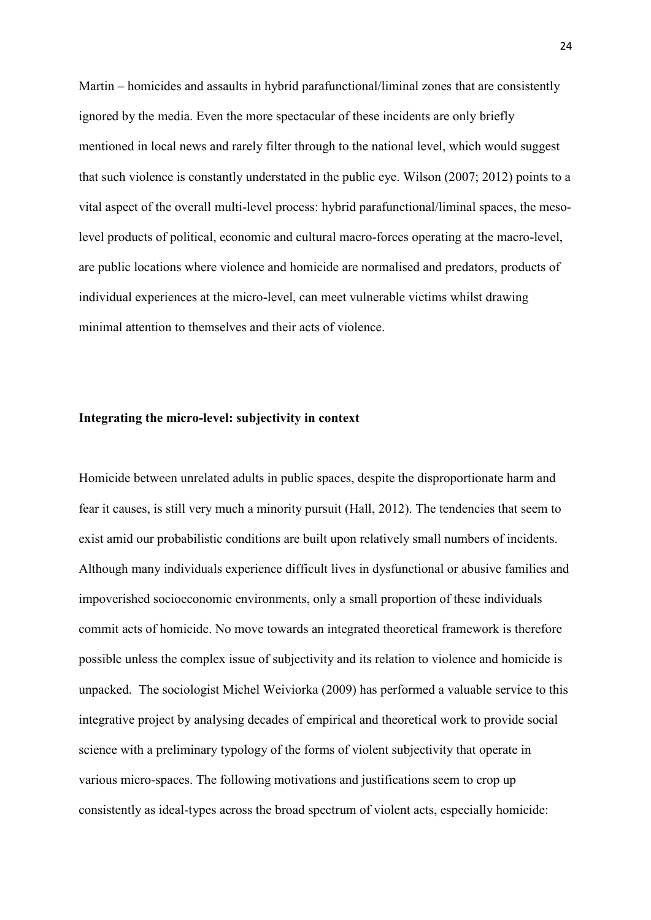Martin – homicides and assaults in hybrid parafunctional/liminal zones that are consistently ignored by the media. Even the more spectacular of these incidents are only briefly mentioned in local news and rarely filter through to the national level, which would suggest that such violence is constantly understated in the public eye. Wilson (2007; 2012) points to a vital aspect of the overall multi-level process: hybrid parafunctional/liminal spaces, the meso-level products of political, economic and cultural macro-forces operating at the macro-level, are public locations where violence and homicide are normalised and predators, products of individual experiences at the micro-level, can meet vulnerable victims whilst drawing minimal attention to themselves and their acts of violence.

**Integrating the micro-level: subjectivity in context**

Homicide between unrelated adults in public spaces, despite the disproportionate harm and fear it causes, is still very much a minority pursuit (Hall, 2012). The tendencies that seem to exist amid our probabilistic conditions are built upon relatively small numbers of incidents. Although many individuals experience difficult lives in dysfunctional or abusive families and impoverished socioeconomic environments, only a small proportion of these individuals commit acts of homicide. No move towards an integrated theoretical framework is therefore possible unless the complex issue of subjectivity and its relation to violence and homicide is unpacked. The sociologist Michel Weiviorka (2009) has performed a valuable service to this integrative project by analysing decades of empirical and theoretical work to provide social science with a preliminary typology of the forms of violent subjectivity that operate in various micro-spaces. The following motivations and justifications seem to crop up consistently as ideal-types across the broad spectrum of violent acts, especially homicide: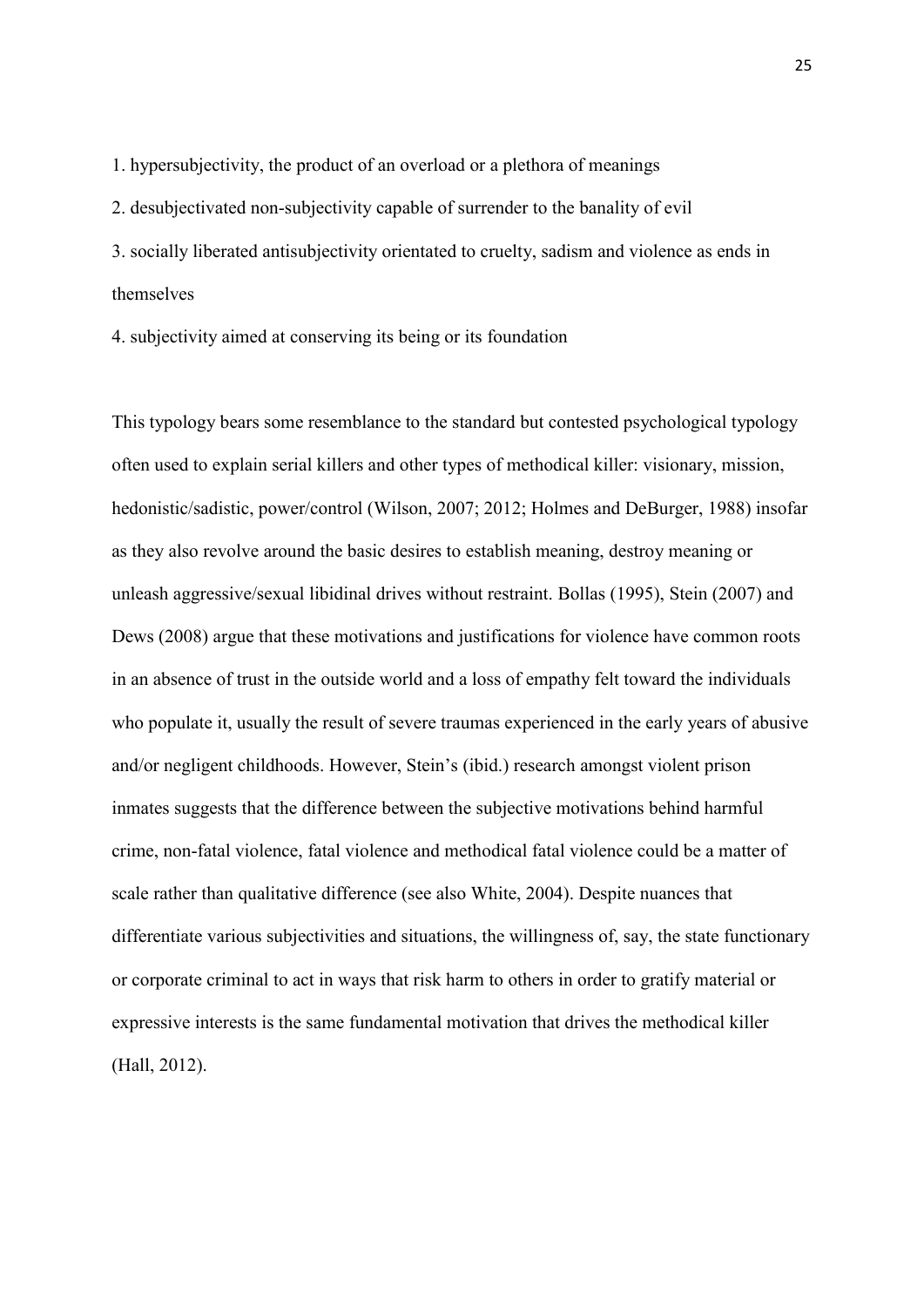1. hypersubjectivity, the product of an overload or a plethora of meanings
2. desubjectivated non-subjectivity capable of surrender to the banality of evil
3. socially liberated antisubjectivity orientated to cruelty, sadism and violence as ends in themselves
4. subjectivity aimed at conserving its being or its foundation

This typology bears some resemblance to the standard but contested psychological typology often used to explain serial killers and other types of methodical killer: visionary, mission, hedonistic/sadistic, power/control (Wilson, 2007; 2012; Holmes and DeBurger, 1988) insofar as they also revolve around the basic desires to establish meaning, destroy meaning or unleash aggressive/sexual libidinal drives without restraint. Bollas (1995), Stein (2007) and Dews (2008) argue that these motivations and justifications for violence have common roots in an absence of trust in the outside world and a loss of empathy felt toward the individuals who populate it, usually the result of severe traumas experienced in the early years of abusive and/or negligent childhoods. However, Stein's (ibid.) research amongst violent prison inmates suggests that the difference between the subjective motivations behind harmful crime, non-fatal violence, fatal violence and methodical fatal violence could be a matter of scale rather than qualitative difference (see also White, 2004). Despite nuances that differentiate various subjectivities and situations, the willingness of, say, the state functionary or corporate criminal to act in ways that risk harm to others in order to gratify material or expressive interests is the same fundamental motivation that drives the methodical killer (Hall, 2012).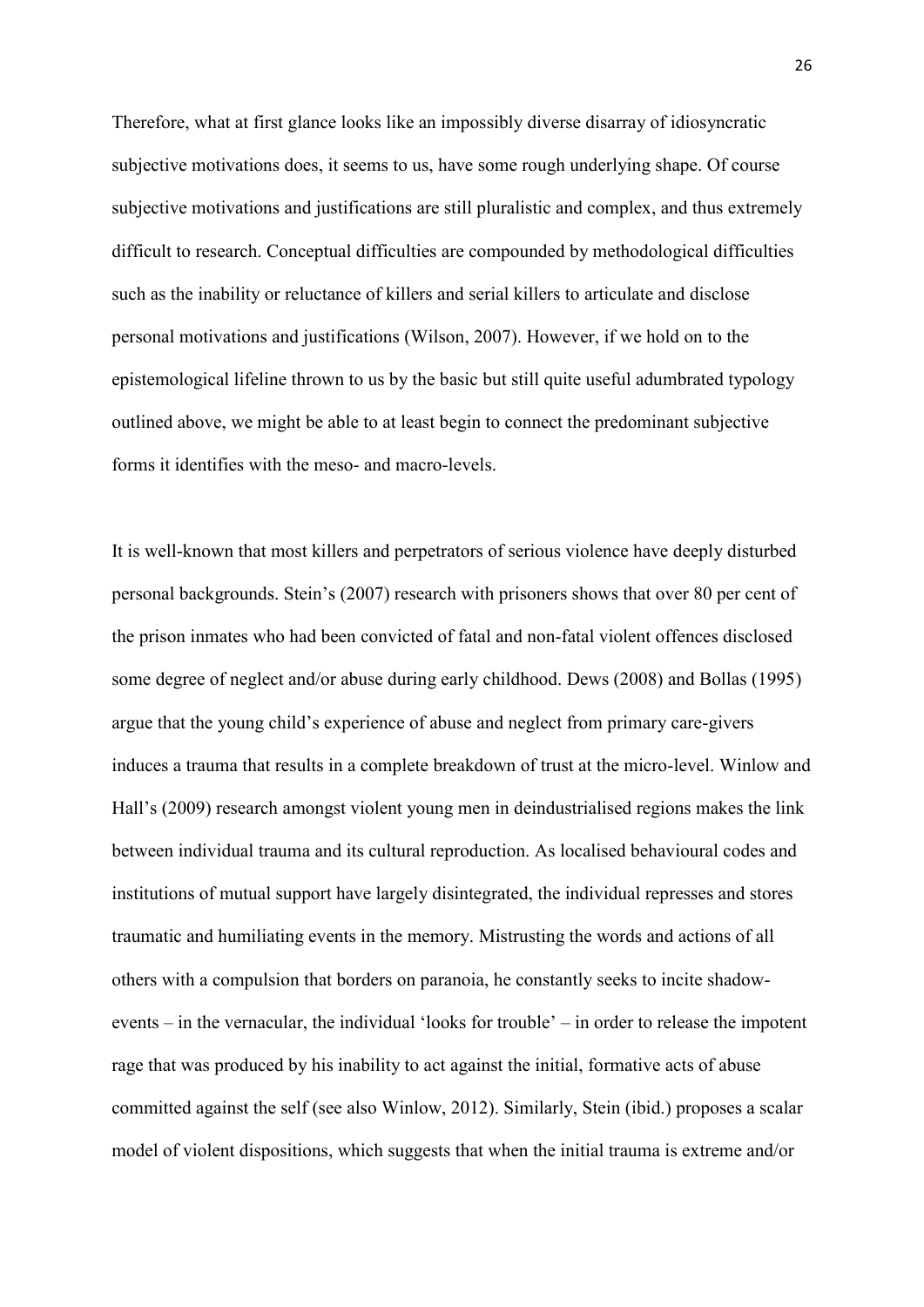Therefore, what at first glance looks like an impossibly diverse disarray of idiosyncratic subjective motivations does, it seems to us, have some rough underlying shape. Of course subjective motivations and justifications are still pluralistic and complex, and thus extremely difficult to research. Conceptual difficulties are compounded by methodological difficulties such as the inability or reluctance of killers and serial killers to articulate and disclose personal motivations and justifications (Wilson, 2007). However, if we hold on to the epistemological lifeline thrown to us by the basic but still quite useful adumbrated typology outlined above, we might be able to at least begin to connect the predominant subjective forms it identifies with the meso- and macro-levels.

It is well-known that most killers and perpetrators of serious violence have deeply disturbed personal backgrounds. Stein's (2007) research with prisoners shows that over 80 per cent of the prison inmates who had been convicted of fatal and non-fatal violent offences disclosed some degree of neglect and/or abuse during early childhood. Dews (2008) and Bollas (1995) argue that the young child's experience of abuse and neglect from primary care-givers induces a trauma that results in a complete breakdown of trust at the micro-level. Winlow and Hall's (2009) research amongst violent young men in deindustrialised regions makes the link between individual trauma and its cultural reproduction. As localised behavioural codes and institutions of mutual support have largely disintegrated, the individual represses and stores traumatic and humiliating events in the memory. Mistrusting the words and actions of all others with a compulsion that borders on paranoia, he constantly seeks to incite shadow-events – in the vernacular, the individual 'looks for trouble' – in order to release the impotent rage that was produced by his inability to act against the initial, formative acts of abuse committed against the self (see also Winlow, 2012). Similarly, Stein (ibid.) proposes a scalar model of violent dispositions, which suggests that when the initial trauma is extreme and/or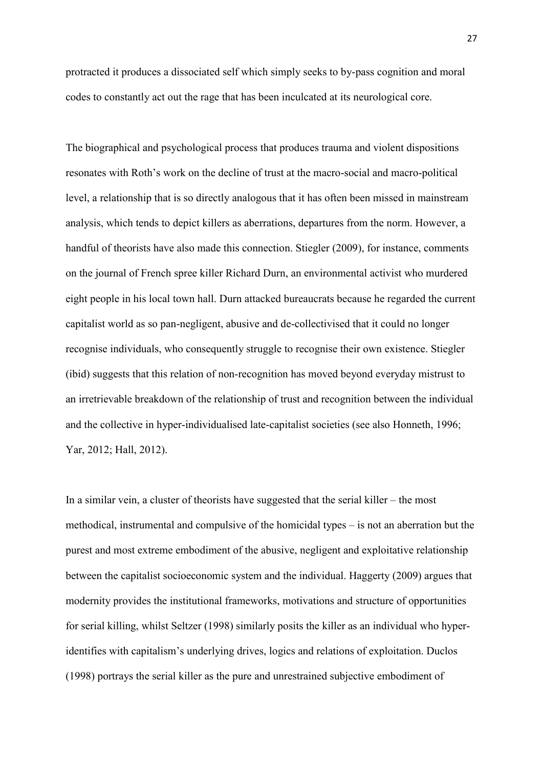protracted it produces a dissociated self which simply seeks to by-pass cognition and moral codes to constantly act out the rage that has been inculcated at its neurological core.

The biographical and psychological process that produces trauma and violent dispositions resonates with Roth's work on the decline of trust at the macro-social and macro-political level, a relationship that is so directly analogous that it has often been missed in mainstream analysis, which tends to depict killers as aberrations, departures from the norm. However, a handful of theorists have also made this connection. Stiegler (2009), for instance, comments on the journal of French spree killer Richard Durn, an environmental activist who murdered eight people in his local town hall. Durn attacked bureaucrats because he regarded the current capitalist world as so pan-negligent, abusive and de-collectivised that it could no longer recognise individuals, who consequently struggle to recognise their own existence. Stiegler (ibid) suggests that this relation of non-recognition has moved beyond everyday mistrust to an irretrievable breakdown of the relationship of trust and recognition between the individual and the collective in hyper-individualised late-capitalist societies (see also Honneth, 1996; Yar, 2012; Hall, 2012).

In a similar vein, a cluster of theorists have suggested that the serial killer – the most methodical, instrumental and compulsive of the homicidal types – is not an aberration but the purest and most extreme embodiment of the abusive, negligent and exploitative relationship between the capitalist socioeconomic system and the individual. Haggerty (2009) argues that modernity provides the institutional frameworks, motivations and structure of opportunities for serial killing, whilst Seltzer (1998) similarly posits the killer as an individual who hyper-identifies with capitalism's underlying drives, logics and relations of exploitation. Duclos (1998) portrays the serial killer as the pure and unrestrained subjective embodiment of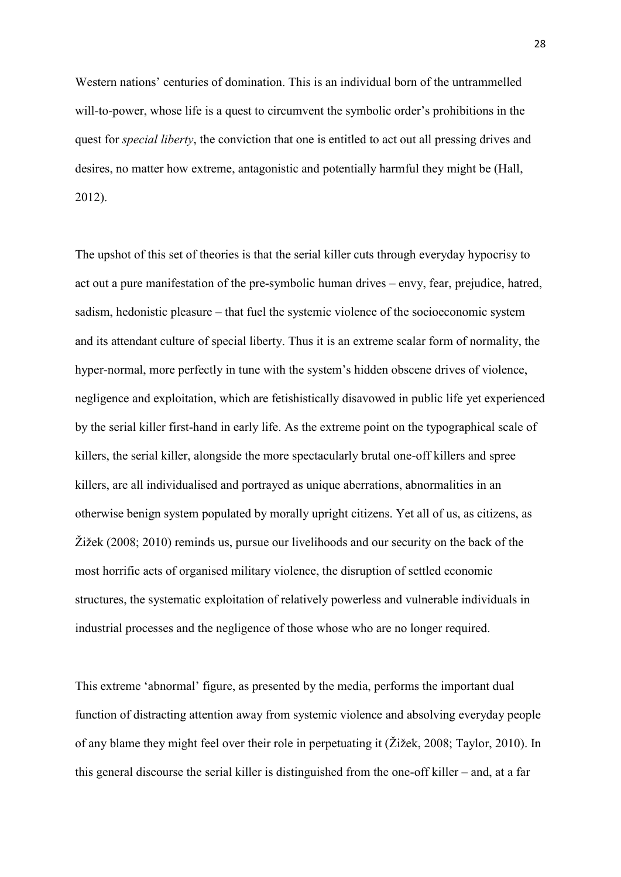Western nations' centuries of domination. This is an individual born of the untrammelled will-to-power, whose life is a quest to circumvent the symbolic order's prohibitions in the quest for *special liberty*, the conviction that one is entitled to act out all pressing drives and desires, no matter how extreme, antagonistic and potentially harmful they might be (Hall, 2012).

The upshot of this set of theories is that the serial killer cuts through everyday hypocrisy to act out a pure manifestation of the pre-symbolic human drives – envy, fear, prejudice, hatred, sadism, hedonistic pleasure – that fuel the systemic violence of the socioeconomic system and its attendant culture of special liberty. Thus it is an extreme scalar form of normality, the hyper-normal, more perfectly in tune with the system's hidden obscene drives of violence, negligence and exploitation, which are fetishistically disavowed in public life yet experienced by the serial killer first-hand in early life. As the extreme point on the typographical scale of killers, the serial killer, alongside the more spectacularly brutal one-off killers and spree killers, are all individualised and portrayed as unique aberrations, abnormalities in an otherwise benign system populated by morally upright citizens. Yet all of us, as citizens, as Žižek (2008; 2010) reminds us, pursue our livelihoods and our security on the back of the most horrific acts of organised military violence, the disruption of settled economic structures, the systematic exploitation of relatively powerless and vulnerable individuals in industrial processes and the negligence of those whose who are no longer required.

This extreme 'abnormal' figure, as presented by the media, performs the important dual function of distracting attention away from systemic violence and absolving everyday people of any blame they might feel over their role in perpetuating it (Žižek, 2008; Taylor, 2010). In this general discourse the serial killer is distinguished from the one-off killer – and, at a far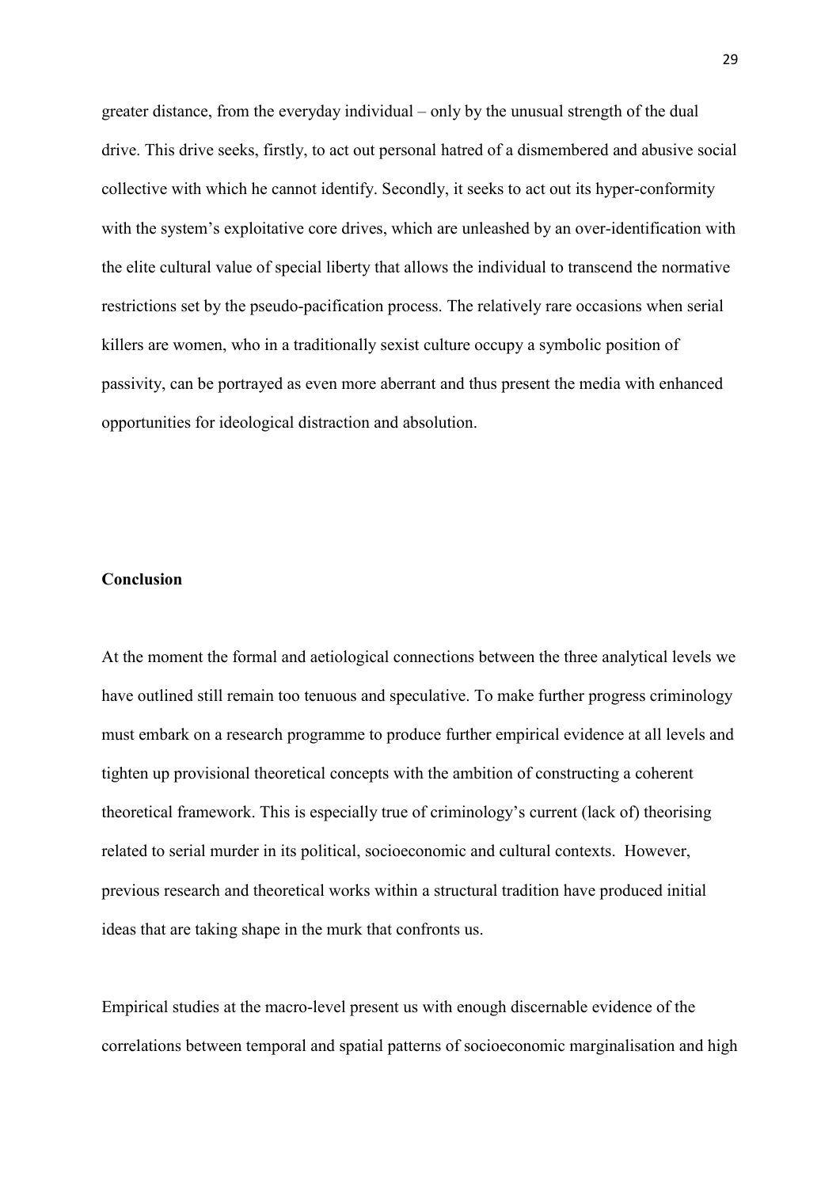greater distance, from the everyday individual – only by the unusual strength of the dual drive. This drive seeks, firstly, to act out personal hatred of a dismembered and abusive social collective with which he cannot identify. Secondly, it seeks to act out its hyper-conformity with the system's exploitative core drives, which are unleashed by an over-identification with the elite cultural value of special liberty that allows the individual to transcend the normative restrictions set by the pseudo-pacification process. The relatively rare occasions when serial killers are women, who in a traditionally sexist culture occupy a symbolic position of passivity, can be portrayed as even more aberrant and thus present the media with enhanced opportunities for ideological distraction and absolution.

## Conclusion

At the moment the formal and aetiological connections between the three analytical levels we have outlined still remain too tenuous and speculative. To make further progress criminology must embark on a research programme to produce further empirical evidence at all levels and tighten up provisional theoretical concepts with the ambition of constructing a coherent theoretical framework. This is especially true of criminology's current (lack of) theorising related to serial murder in its political, socioeconomic and cultural contexts. However, previous research and theoretical works within a structural tradition have produced initial ideas that are taking shape in the murk that confronts us.

Empirical studies at the macro-level present us with enough discernable evidence of the correlations between temporal and spatial patterns of socioeconomic marginalisation and high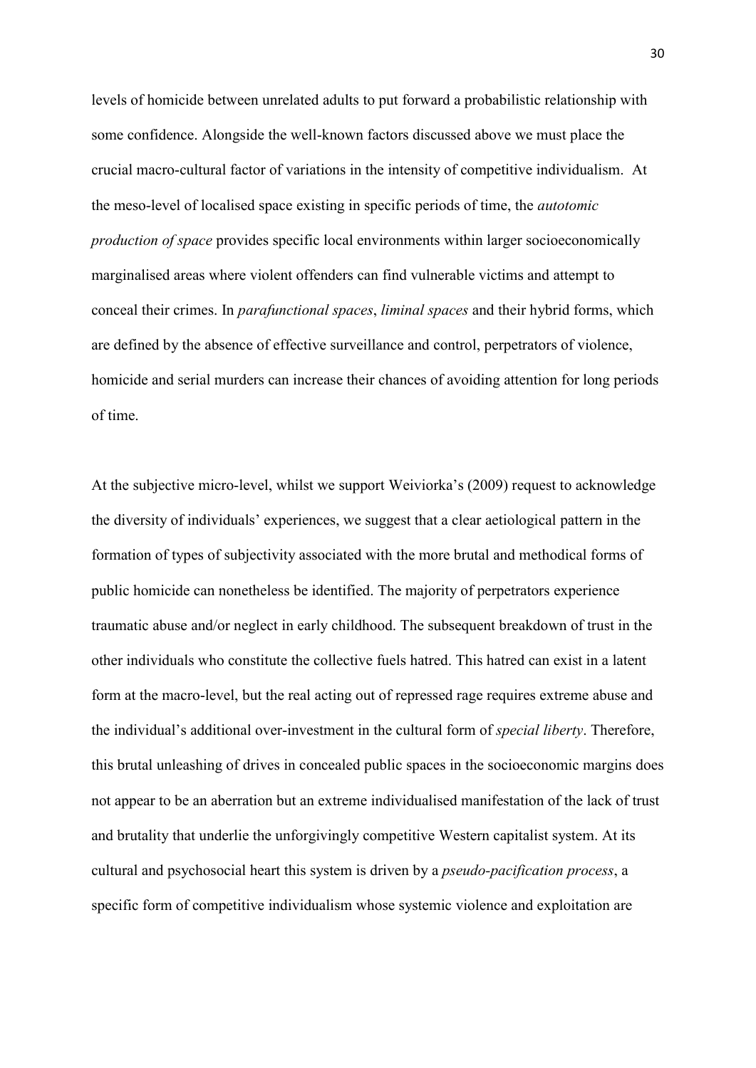levels of homicide between unrelated adults to put forward a probabilistic relationship with some confidence. Alongside the well-known factors discussed above we must place the crucial macro-cultural factor of variations in the intensity of competitive individualism. At the meso-level of localised space existing in specific periods of time, the *autotomic production of space* provides specific local environments within larger socioeconomically marginalised areas where violent offenders can find vulnerable victims and attempt to conceal their crimes. In *parafunctional spaces*, *liminal spaces* and their hybrid forms, which are defined by the absence of effective surveillance and control, perpetrators of violence, homicide and serial murders can increase their chances of avoiding attention for long periods of time.

At the subjective micro-level, whilst we support Weiviorka's (2009) request to acknowledge the diversity of individuals' experiences, we suggest that a clear aetiological pattern in the formation of types of subjectivity associated with the more brutal and methodical forms of public homicide can nonetheless be identified. The majority of perpetrators experience traumatic abuse and/or neglect in early childhood. The subsequent breakdown of trust in the other individuals who constitute the collective fuels hatred. This hatred can exist in a latent form at the macro-level, but the real acting out of repressed rage requires extreme abuse and the individual's additional over-investment in the cultural form of *special liberty*. Therefore, this brutal unleashing of drives in concealed public spaces in the socioeconomic margins does not appear to be an aberration but an extreme individualised manifestation of the lack of trust and brutality that underlie the unforgivingly competitive Western capitalist system. At its cultural and psychosocial heart this system is driven by a *pseudo-pacification process*, a specific form of competitive individualism whose systemic violence and exploitation are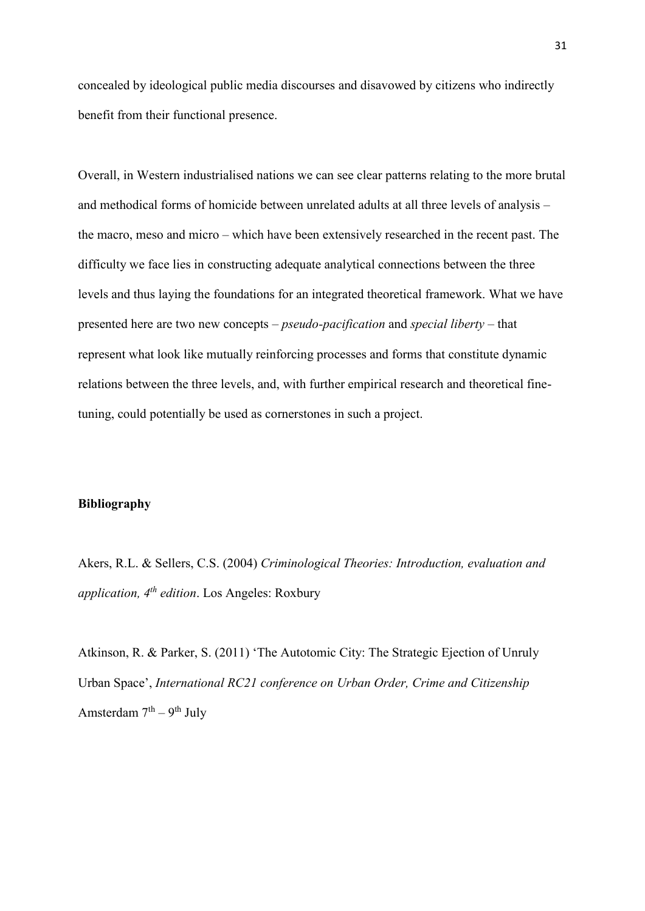concealed by ideological public media discourses and disavowed by citizens who indirectly benefit from their functional presence.

Overall, in Western industrialised nations we can see clear patterns relating to the more brutal and methodical forms of homicide between unrelated adults at all three levels of analysis – the macro, meso and micro – which have been extensively researched in the recent past. The difficulty we face lies in constructing adequate analytical connections between the three levels and thus laying the foundations for an integrated theoretical framework. What we have presented here are two new concepts – *pseudo-pacification* and *special liberty* – that represent what look like mutually reinforcing processes and forms that constitute dynamic relations between the three levels, and, with further empirical research and theoretical fine-tuning, could potentially be used as cornerstones in such a project.

**Bibliography**

Akers, R.L. & Sellers, C.S. (2004) *Criminological Theories: Introduction, evaluation and application, 4th edition*. Los Angeles: Roxbury

Atkinson, R. & Parker, S. (2011) 'The Autotomic City: The Strategic Ejection of Unruly Urban Space', *International RC21 conference on Urban Order, Crime and Citizenship* Amsterdam 7th – 9th July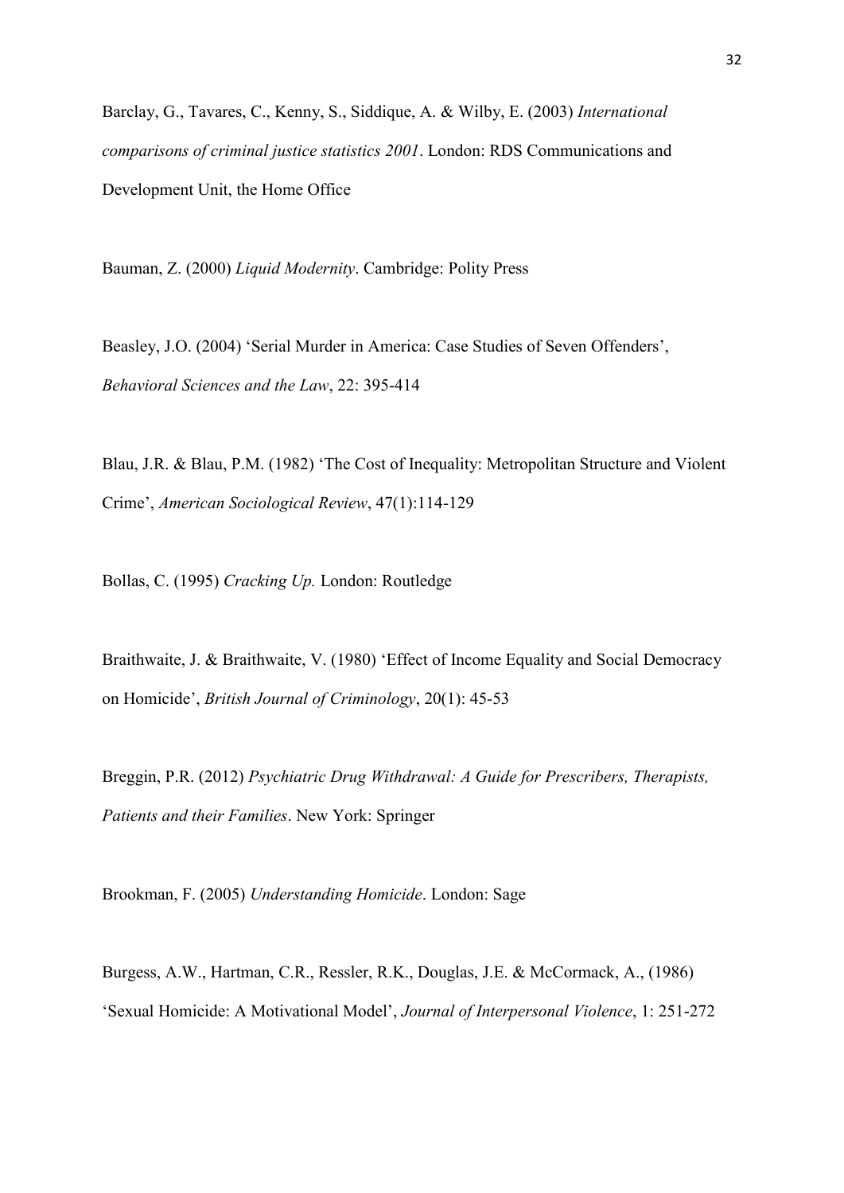Barclay, G., Tavares, C., Kenny, S., Siddique, A. & Wilby, E. (2003) *International comparisons of criminal justice statistics 2001*. London: RDS Communications and Development Unit, the Home Office

Bauman, Z. (2000) *Liquid Modernity*. Cambridge: Polity Press

Beasley, J.O. (2004) 'Serial Murder in America: Case Studies of Seven Offenders', *Behavioral Sciences and the Law*, 22: 395-414

Blau, J.R. & Blau, P.M. (1982) 'The Cost of Inequality: Metropolitan Structure and Violent Crime', *American Sociological Review*, 47(1):114-129

Bollas, C. (1995) *Cracking Up.* London: Routledge

Braithwaite, J. & Braithwaite, V. (1980) 'Effect of Income Equality and Social Democracy on Homicide', *British Journal of Criminology*, 20(1): 45-53

Breggin, P.R. (2012) *Psychiatric Drug Withdrawal: A Guide for Prescribers, Therapists, Patients and their Families*. New York: Springer

Brookman, F. (2005) *Understanding Homicide*. London: Sage

Burgess, A.W., Hartman, C.R., Ressler, R.K., Douglas, J.E. & McCormack, A., (1986) 'Sexual Homicide: A Motivational Model', *Journal of Interpersonal Violence*, 1: 251-272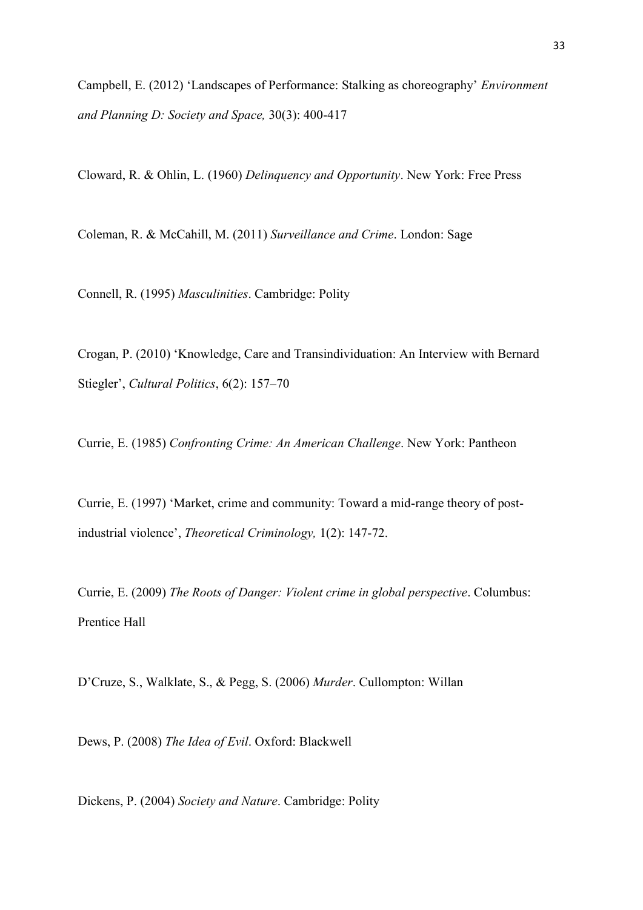Campbell, E. (2012) 'Landscapes of Performance: Stalking as choreography' *Environment and Planning D: Society and Space,* 30(3): 400-417

Cloward, R. & Ohlin, L. (1960) *Delinquency and Opportunity*. New York: Free Press

Coleman, R. & McCahill, M. (2011) *Surveillance and Crime*. London: Sage

Connell, R. (1995) *Masculinities*. Cambridge: Polity

Crogan, P. (2010) 'Knowledge, Care and Transindividuation: An Interview with Bernard Stiegler', *Cultural Politics*, 6(2): 157–70

Currie, E. (1985) *Confronting Crime: An American Challenge*. New York: Pantheon

Currie, E. (1997) 'Market, crime and community: Toward a mid-range theory of post-industrial violence', *Theoretical Criminology,* 1(2): 147-72.

Currie, E. (2009) *The Roots of Danger: Violent crime in global perspective*. Columbus: Prentice Hall

D'Cruze, S., Walklate, S., & Pegg, S. (2006) *Murder*. Cullompton: Willan

Dews, P. (2008) *The Idea of Evil*. Oxford: Blackwell

Dickens, P. (2004) *Society and Nature*. Cambridge: Polity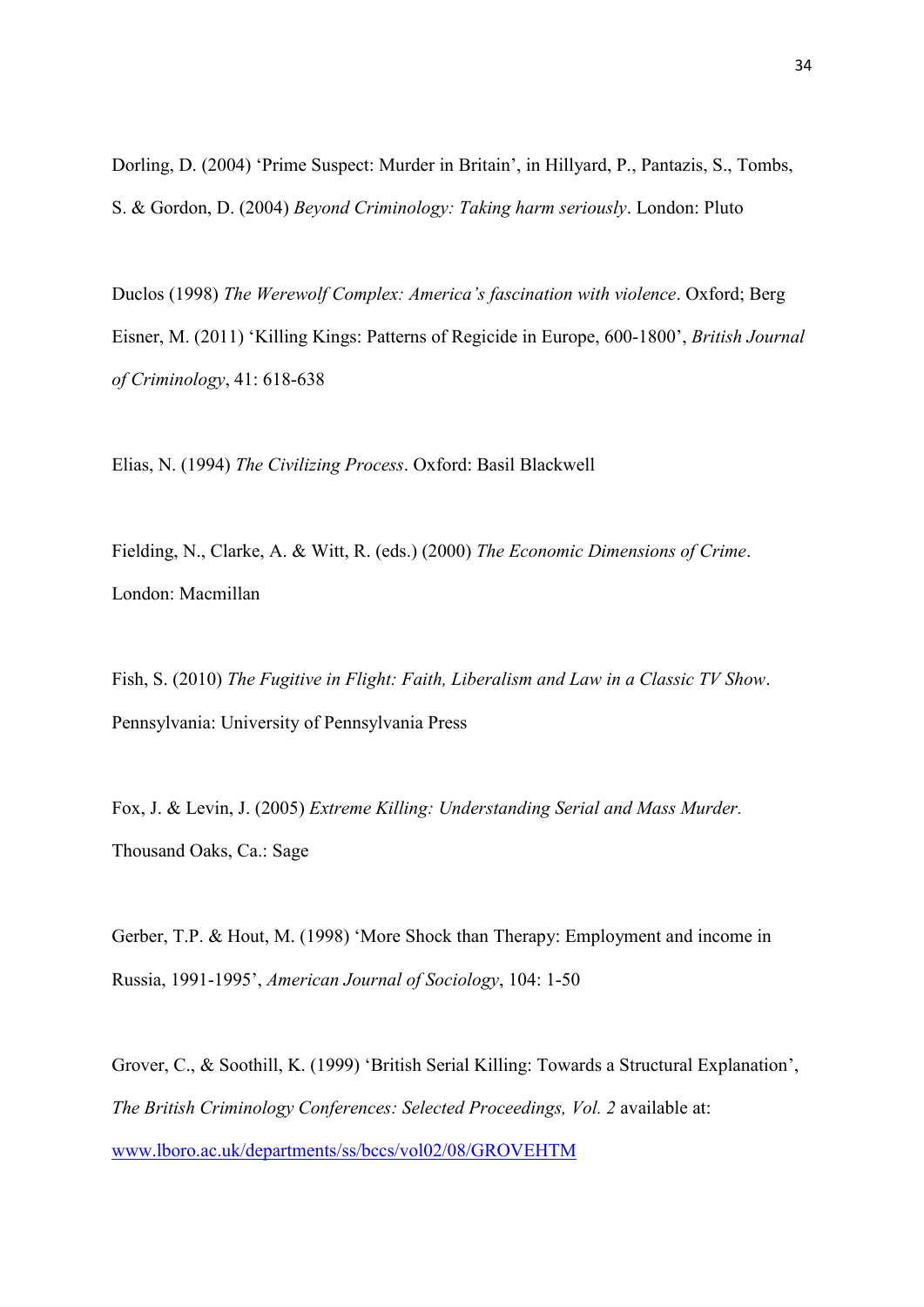Dorling, D. (2004) ‘Prime Suspect: Murder in Britain’, in Hillyard, P., Pantazis, S., Tombs, S. & Gordon, D. (2004) *Beyond Criminology: Taking harm seriously*. London: Pluto

Duclos (1998) *The Werewolf Complex: America’s fascination with violence*. Oxford; Berg

Eisner, M. (2011) ‘Killing Kings: Patterns of Regicide in Europe, 600-1800’, *British Journal of Criminology*, 41: 618-638

Elias, N. (1994) *The Civilizing Process*. Oxford: Basil Blackwell

Fielding, N., Clarke, A. & Witt, R. (eds.) (2000) *The Economic Dimensions of Crime*. London: Macmillan

Fish, S. (2010) *The Fugitive in Flight: Faith, Liberalism and Law in a Classic TV Show*. Pennsylvania: University of Pennsylvania Press

Fox, J. & Levin, J. (2005) *Extreme Killing: Understanding Serial and Mass Murder.* Thousand Oaks, Ca.: Sage

Gerber, T.P. & Hout, M. (1998) ‘More Shock than Therapy: Employment and income in Russia, 1991-1995’, *American Journal of Sociology*, 104: 1-50

Grover, C., & Soothill, K. (1999) ‘British Serial Killing: Towards a Structural Explanation’, *The British Criminology Conferences: Selected Proceedings, Vol. 2* available at: [www.lboro.ac.uk/departments/ss/bccs/vol02/08/GROVEHTM](www.lboro.ac.uk/departments/ss/bccs/vol02/08/GROVEHTM)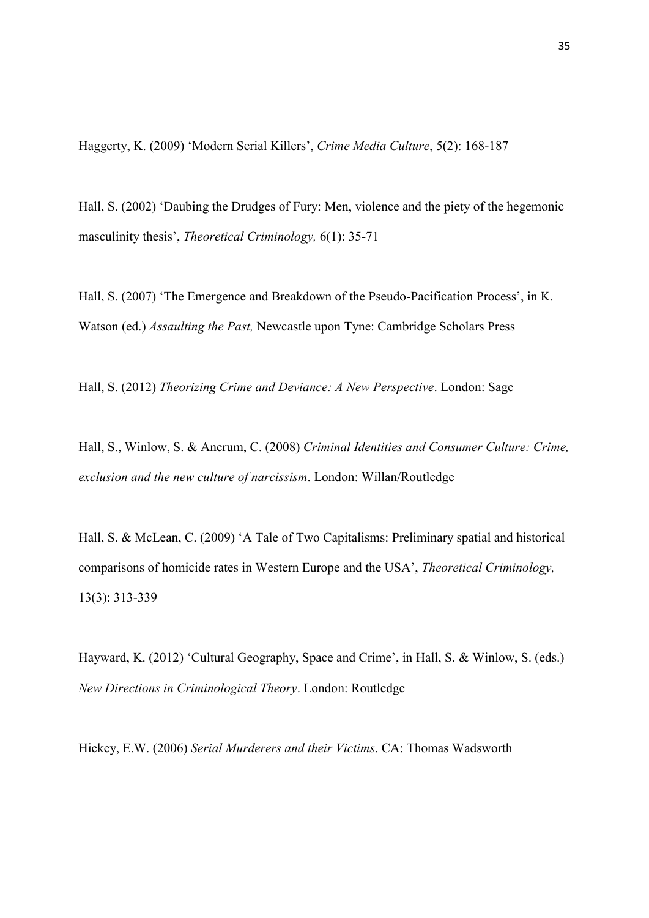Haggerty, K. (2009) 'Modern Serial Killers', *Crime Media Culture*, 5(2): 168-187

Hall, S. (2002) 'Daubing the Drudges of Fury: Men, violence and the piety of the hegemonic masculinity thesis', *Theoretical Criminology,* 6(1): 35-71

Hall, S. (2007) 'The Emergence and Breakdown of the Pseudo-Pacification Process', in K. Watson (ed.) *Assaulting the Past,* Newcastle upon Tyne: Cambridge Scholars Press

Hall, S. (2012) *Theorizing Crime and Deviance: A New Perspective*. London: Sage

Hall, S., Winlow, S. & Ancrum, C. (2008) *Criminal Identities and Consumer Culture: Crime, exclusion and the new culture of narcissism*. London: Willan/Routledge

Hall, S. & McLean, C. (2009) 'A Tale of Two Capitalisms: Preliminary spatial and historical comparisons of homicide rates in Western Europe and the USA', *Theoretical Criminology,* 13(3): 313-339

Hayward, K. (2012) 'Cultural Geography, Space and Crime', in Hall, S. & Winlow, S. (eds.) *New Directions in Criminological Theory*. London: Routledge

Hickey, E.W. (2006) *Serial Murderers and their Victims*. CA: Thomas Wadsworth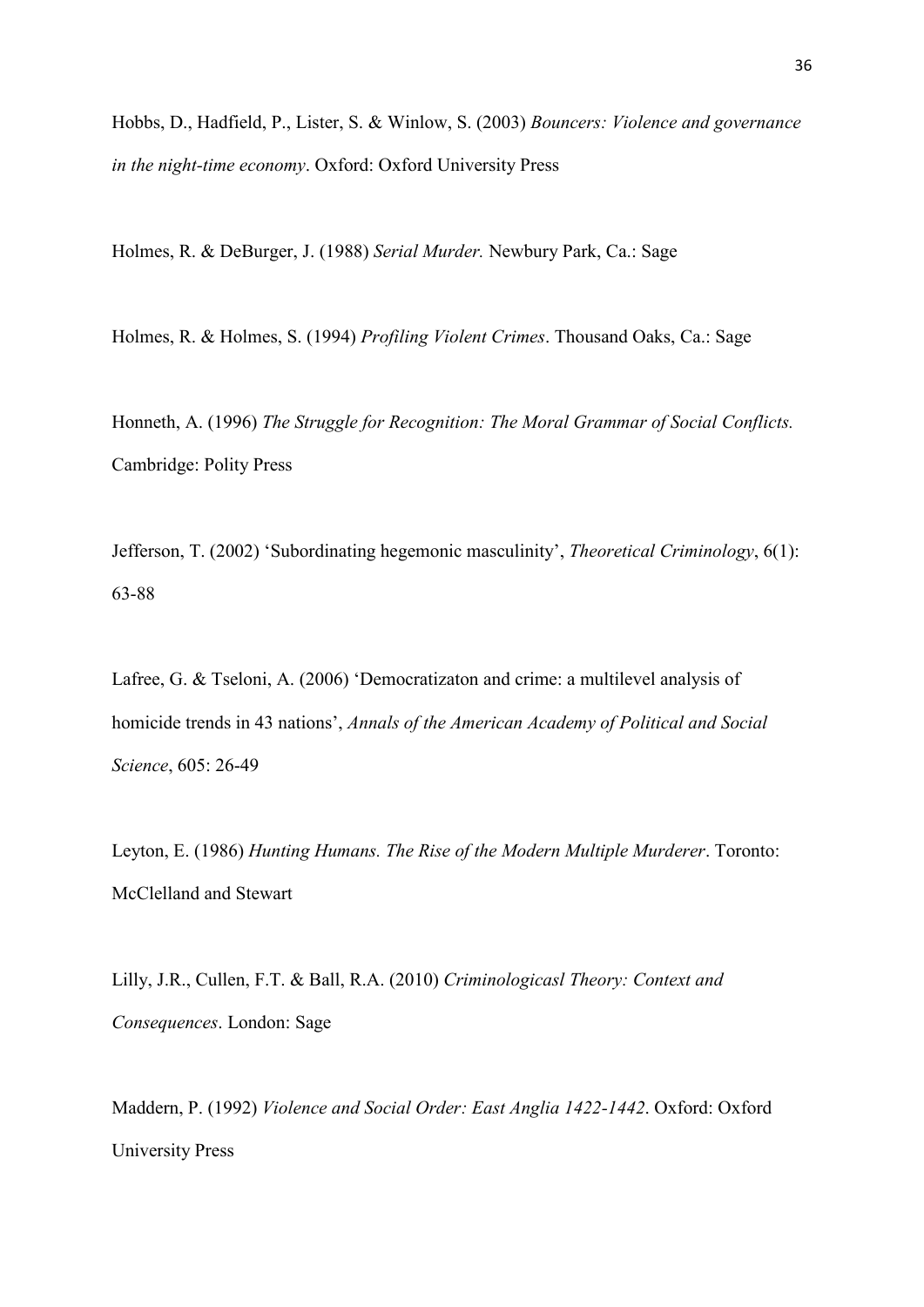Hobbs, D., Hadfield, P., Lister, S. & Winlow, S. (2003) *Bouncers: Violence and governance in the night-time economy*. Oxford: Oxford University Press

Holmes, R. & DeBurger, J. (1988) *Serial Murder.* Newbury Park, Ca.: Sage

Holmes, R. & Holmes, S. (1994) *Profiling Violent Crimes*. Thousand Oaks, Ca.: Sage

Honneth, A. (1996) *The Struggle for Recognition: The Moral Grammar of Social Conflicts.* Cambridge: Polity Press

Jefferson, T. (2002) 'Subordinating hegemonic masculinity', *Theoretical Criminology*, 6(1): 63-88

Lafree, G. & Tseloni, A. (2006) 'Democratizaton and crime: a multilevel analysis of homicide trends in 43 nations', *Annals of the American Academy of Political and Social Science*, 605: 26-49

Leyton, E. (1986) *Hunting Humans. The Rise of the Modern Multiple Murderer*. Toronto: McClelland and Stewart

Lilly, J.R., Cullen, F.T. & Ball, R.A. (2010) *Criminologicasl Theory: Context and Consequences*. London: Sage

Maddern, P. (1992) *Violence and Social Order: East Anglia 1422-1442*. Oxford: Oxford University Press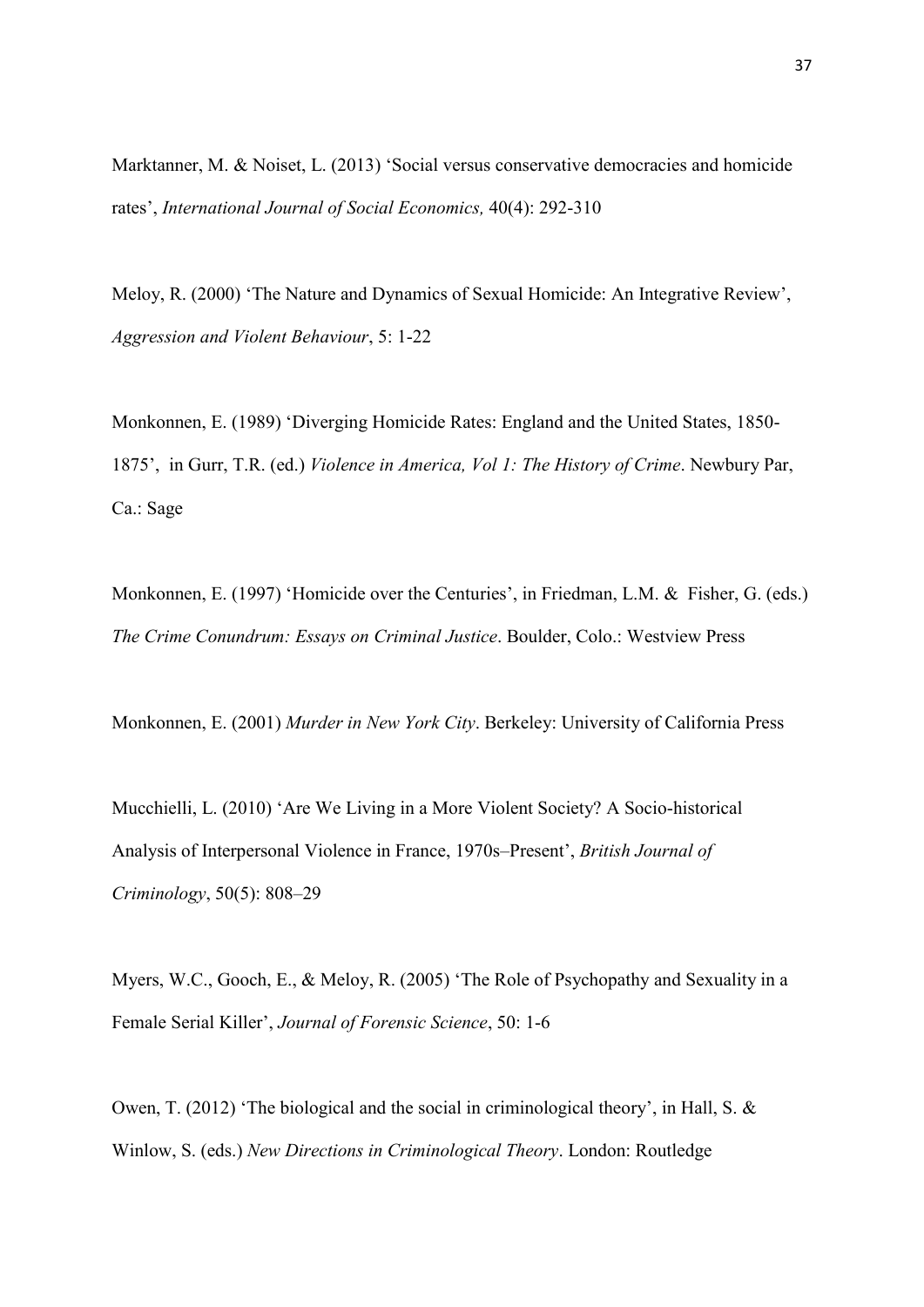Marktanner, M. & Noiset, L. (2013) 'Social versus conservative democracies and homicide rates', *International Journal of Social Economics,* 40(4): 292-310

Meloy, R. (2000) 'The Nature and Dynamics of Sexual Homicide: An Integrative Review', *Aggression and Violent Behaviour*, 5: 1-22

Monkonnen, E. (1989) 'Diverging Homicide Rates: England and the United States, 1850-1875', in Gurr, T.R. (ed.) *Violence in America, Vol 1: The History of Crime*. Newbury Par, Ca.: Sage

Monkonnen, E. (1997) 'Homicide over the Centuries', in Friedman, L.M. & Fisher, G. (eds.) *The Crime Conundrum: Essays on Criminal Justice*. Boulder, Colo.: Westview Press

Monkonnen, E. (2001) *Murder in New York City*. Berkeley: University of California Press

Mucchielli, L. (2010) 'Are We Living in a More Violent Society? A Socio-historical Analysis of Interpersonal Violence in France, 1970s–Present', *British Journal of Criminology*, 50(5): 808–29

Myers, W.C., Gooch, E., & Meloy, R. (2005) 'The Role of Psychopathy and Sexuality in a Female Serial Killer', *Journal of Forensic Science*, 50: 1-6

Owen, T. (2012) 'The biological and the social in criminological theory', in Hall, S. & Winlow, S. (eds.) *New Directions in Criminological Theory*. London: Routledge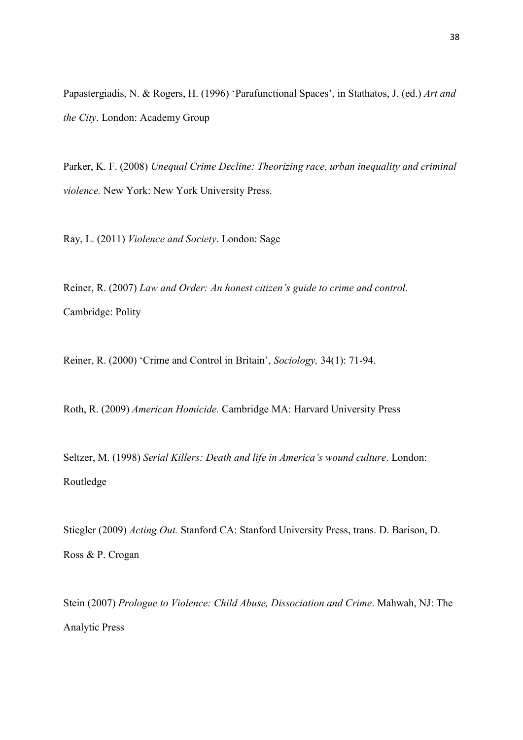Papastergiadis, N. & Rogers, H. (1996) 'Parafunctional Spaces', in Stathatos, J. (ed.) *Art and the City*. London: Academy Group

Parker, K. F. (2008) *Unequal Crime Decline: Theorizing race, urban inequality and criminal violence.* New York: New York University Press.

Ray, L. (2011) *Violence and Society*. London: Sage

Reiner, R. (2007) *Law and Order: An honest citizen's guide to crime and control.* Cambridge: Polity

Reiner, R. (2000) 'Crime and Control in Britain', *Sociology,* 34(1): 71-94.

Roth, R. (2009) *American Homicide.* Cambridge MA: Harvard University Press

Seltzer, M. (1998) *Serial Killers: Death and life in America's wound culture*. London: Routledge

Stiegler (2009) *Acting Out.* Stanford CA: Stanford University Press, trans. D. Barison, D. Ross & P. Crogan

Stein (2007) *Prologue to Violence: Child Abuse, Dissociation and Crime*. Mahwah, NJ: The Analytic Press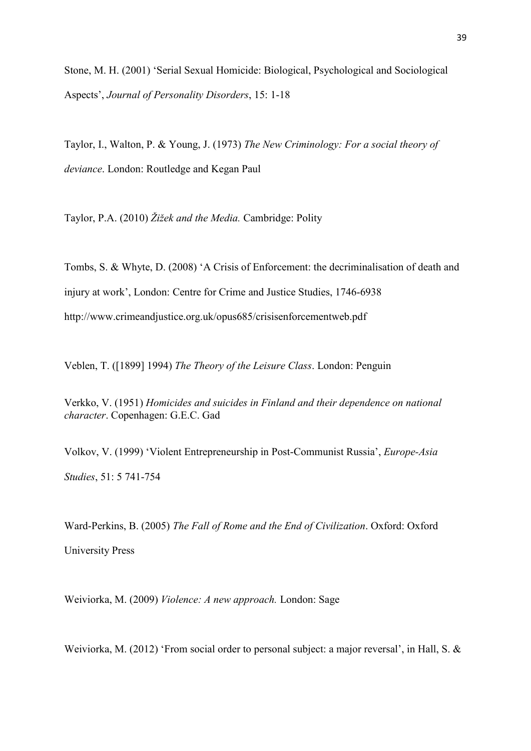Stone, M. H. (2001) 'Serial Sexual Homicide: Biological, Psychological and Sociological Aspects', *Journal of Personality Disorders*, 15: 1-18

Taylor, I., Walton, P. & Young, J. (1973) *The New Criminology: For a social theory of deviance*. London: Routledge and Kegan Paul

Taylor, P.A. (2010) *Žižek and the Media.* Cambridge: Polity

Tombs, S. & Whyte, D. (2008) 'A Crisis of Enforcement: the decriminalisation of death and injury at work', London: Centre for Crime and Justice Studies, 1746-6938 http://www.crimeandjustice.org.uk/opus685/crisisenforcementweb.pdf

Veblen, T. ([1899] 1994) *The Theory of the Leisure Class*. London: Penguin

Verkko, V. (1951) *Homicides and suicides in Finland and their dependence on national character*. Copenhagen: G.E.C. Gad

Volkov, V. (1999) 'Violent Entrepreneurship in Post-Communist Russia', *Europe-Asia Studies*, 51: 5 741-754

Ward-Perkins, B. (2005) *The Fall of Rome and the End of Civilization*. Oxford: Oxford University Press

Weiviorka, M. (2009) *Violence: A new approach.* London: Sage

Weiviorka, M. (2012) 'From social order to personal subject: a major reversal', in Hall, S. &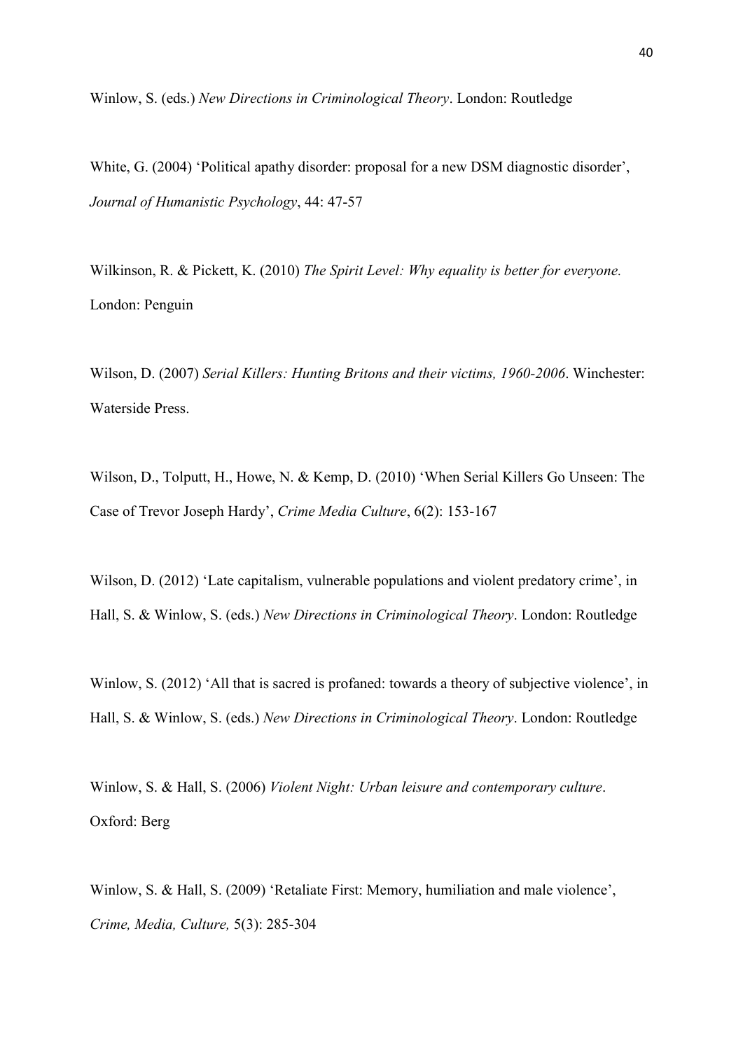Winlow, S. (eds.) *New Directions in Criminological Theory*. London: Routledge

White, G. (2004) 'Political apathy disorder: proposal for a new DSM diagnostic disorder', *Journal of Humanistic Psychology*, 44: 47-57

Wilkinson, R. & Pickett, K. (2010) *The Spirit Level: Why equality is better for everyone.* London: Penguin

Wilson, D. (2007) *Serial Killers: Hunting Britons and their victims, 1960-2006*. Winchester: Waterside Press.

Wilson, D., Tolputt, H., Howe, N. & Kemp, D. (2010) 'When Serial Killers Go Unseen: The Case of Trevor Joseph Hardy', *Crime Media Culture*, 6(2): 153-167

Wilson, D. (2012) 'Late capitalism, vulnerable populations and violent predatory crime', in Hall, S. & Winlow, S. (eds.) *New Directions in Criminological Theory*. London: Routledge

Winlow, S. (2012) 'All that is sacred is profaned: towards a theory of subjective violence', in Hall, S. & Winlow, S. (eds.) *New Directions in Criminological Theory*. London: Routledge

Winlow, S. & Hall, S. (2006) *Violent Night: Urban leisure and contemporary culture*. Oxford: Berg

Winlow, S. & Hall, S. (2009) 'Retaliate First: Memory, humiliation and male violence', *Crime, Media, Culture,* 5(3): 285-304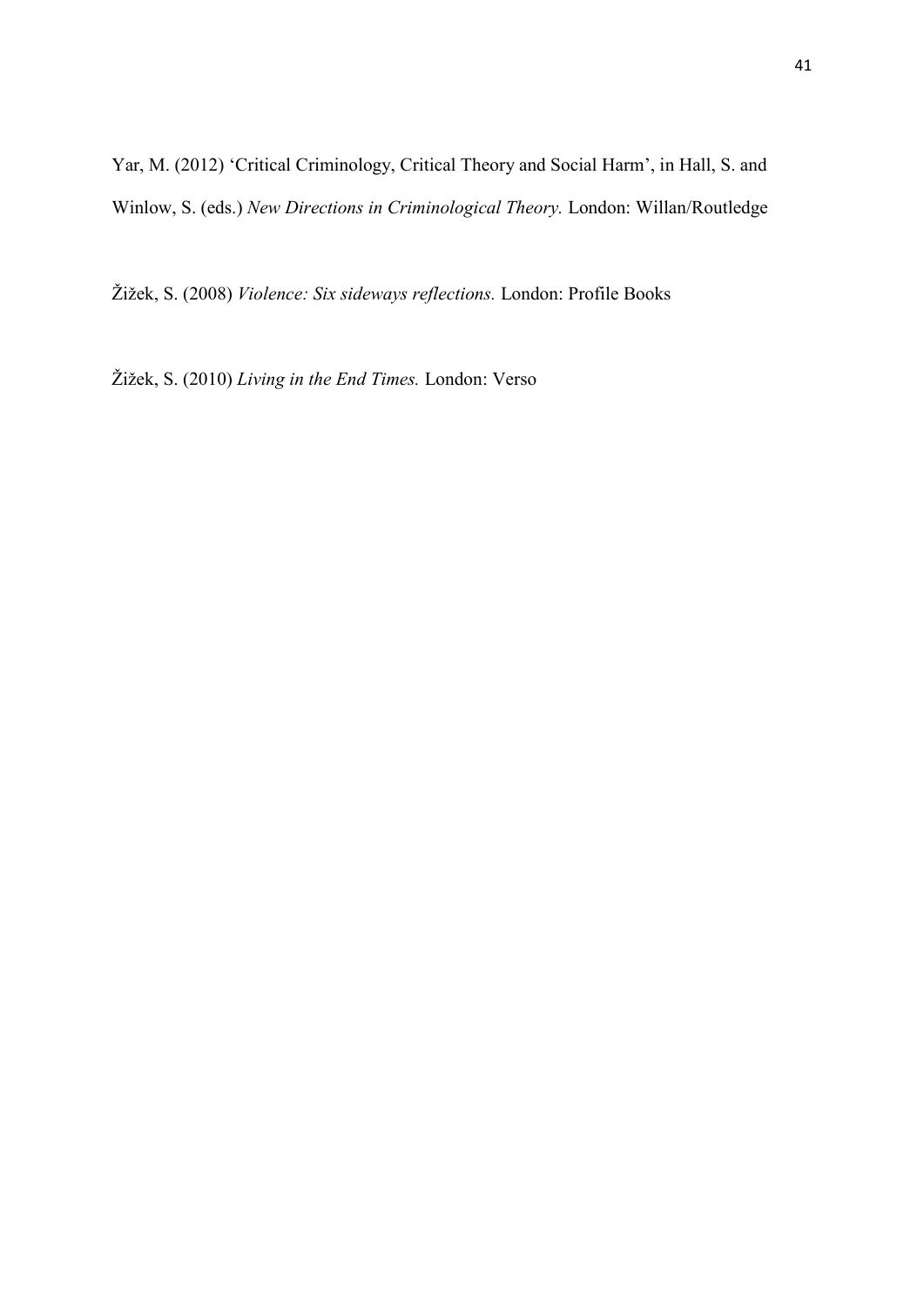Yar, M. (2012) 'Critical Criminology, Critical Theory and Social Harm', in Hall, S. and Winlow, S. (eds.) *New Directions in Criminological Theory.* London: Willan/Routledge

Žižek, S. (2008) *Violence: Six sideways reflections.* London: Profile Books

Žižek, S. (2010) *Living in the End Times.* London: Verso